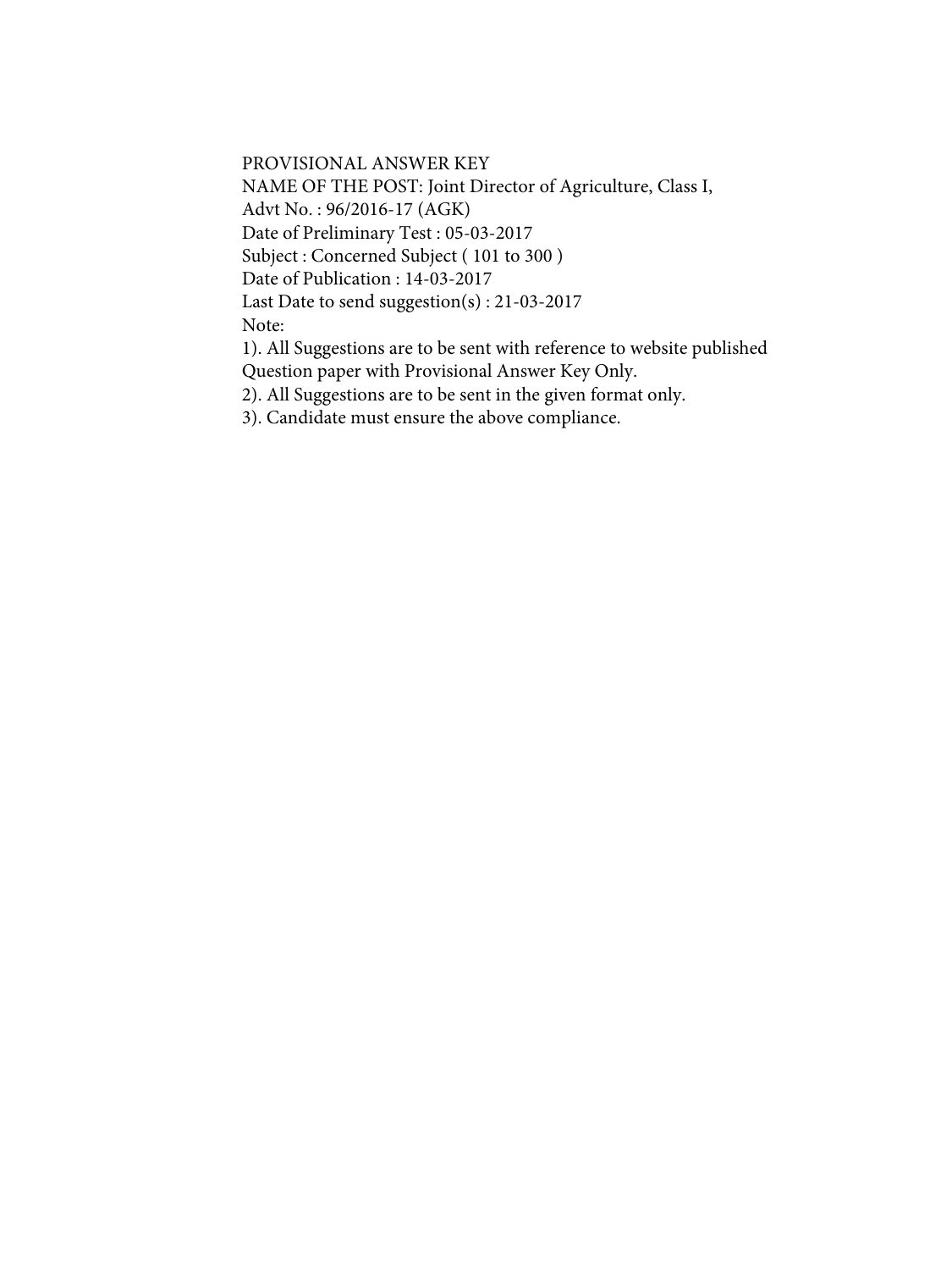PROVISIONAL ANSWER KEY

NAME OF THE POST: Joint Director of Agriculture, Class I,

Advt No. : 96/2016-17 (AGK)

Date of Preliminary Test : 05-03-2017

Subject : Concerned Subject ( 101 to 300 )

Date of Publication : 14-03-2017

Last Date to send suggestion(s) : 21-03-2017

Note:

1). All Suggestions are to be sent with reference to website published Question paper with Provisional Answer Key Only.

2). All Suggestions are to be sent in the given format only.

3). Candidate must ensure the above compliance.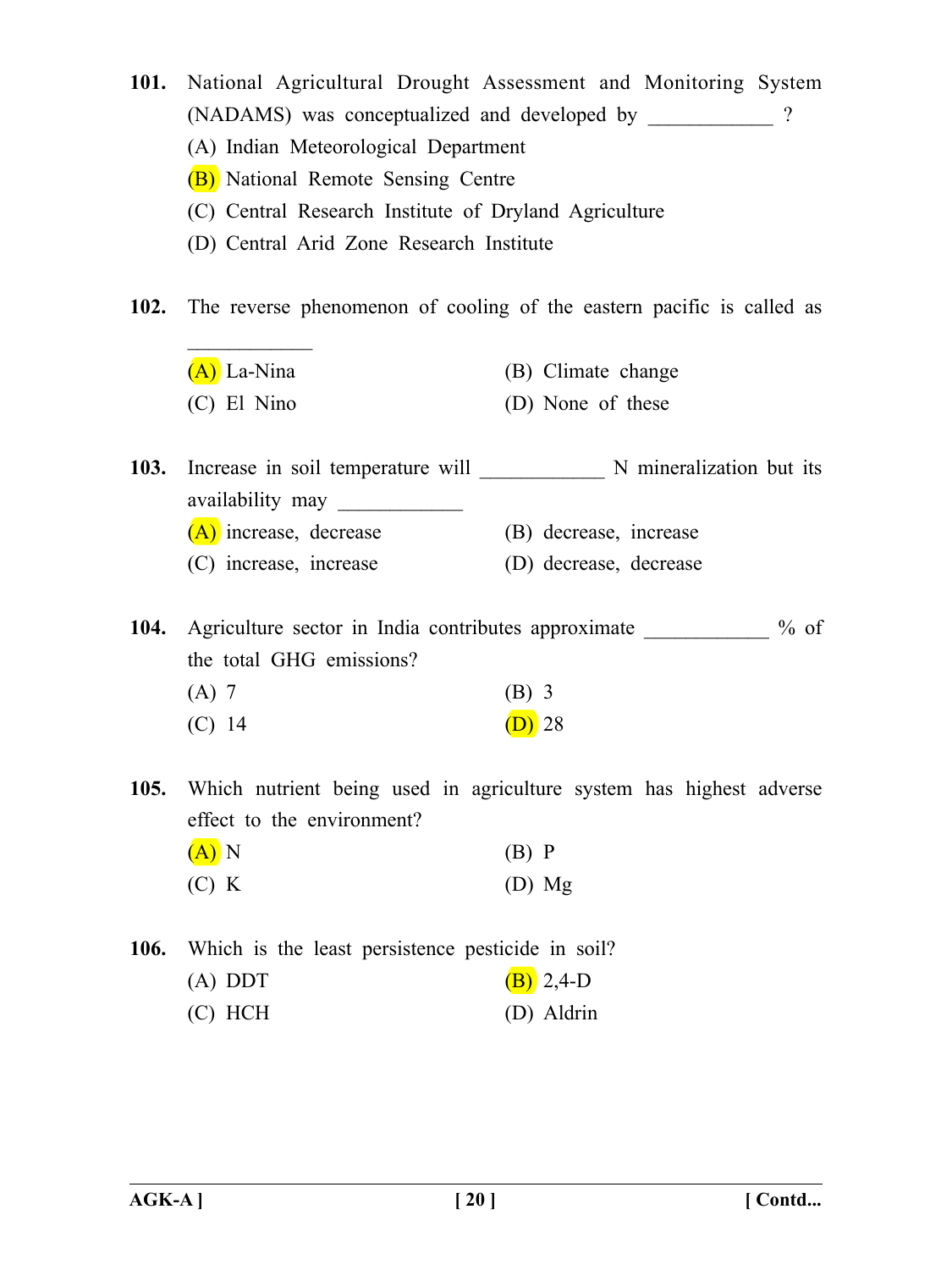**101.** National Agricultural Drought Assessment and Monitoring System (NADAMS) was conceptualized and developed by ____________ ?

(A) Indian Meteorological Department

(B) National Remote Sensing Centre

(C) Central Research Institute of Dryland Agriculture

(D) Central Arid Zone Research Institute

**102.** The reverse phenomenon of cooling of the eastern pacific is called as ____________

(A) La-Nina

(B) Climate change

(C) El Nino

(D) None of these

**103.** Increase in soil temperature will ____________ N mineralization but its availability may ____________

(A) increase, decrease

(B) decrease, increase

(C) increase, increase

(D) decrease, decrease

**104.** Agriculture sector in India contributes approximate ____________ % of the total GHG emissions?

(A) 7

(B) 3

(C) 14

(D) 28

**105.** Which nutrient being used in agriculture system has highest adverse effect to the environment?

(A) N

(B) P

(C) K

(D) Mg

**106.** Which is the least persistence pesticide in soil?

(A) DDT

(B) 2,4-D

(C) HCH

(D) Aldrin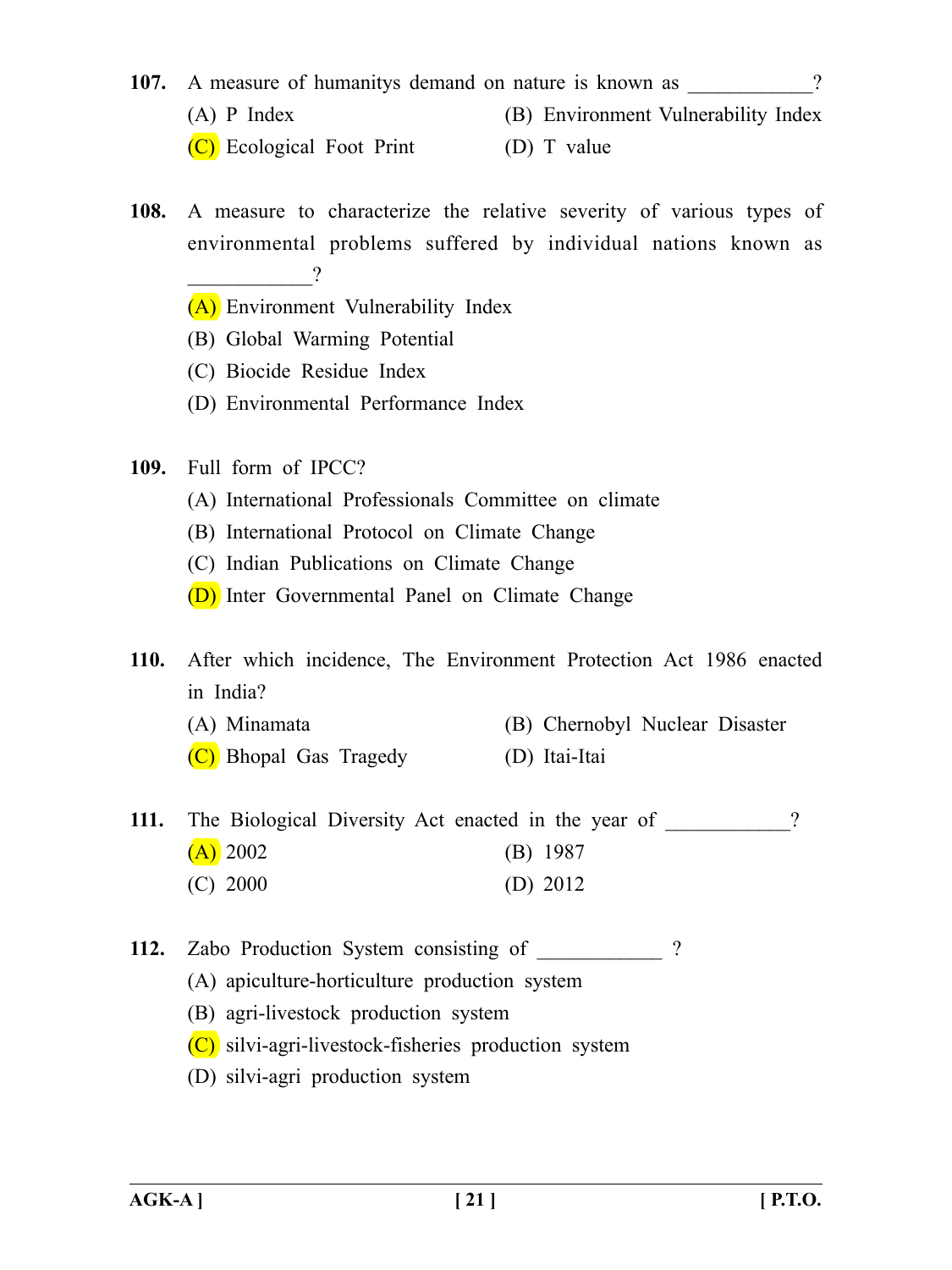107. A measure of humanitys demand on nature is known as ____________?

(A) P Index
(B) Environment Vulnerability Index
(C) Ecological Foot Print
(D) T value

108. A measure to characterize the relative severity of various types of environmental problems suffered by individual nations known as ____________?

(A) Environment Vulnerability Index
(B) Global Warming Potential
(C) Biocide Residue Index
(D) Environmental Performance Index

109. Full form of IPCC?

(A) International Professionals Committee on climate
(B) International Protocol on Climate Change
(C) Indian Publications on Climate Change
(D) Inter Governmental Panel on Climate Change

110. After which incidence, The Environment Protection Act 1986 enacted in India?

(A) Minamata
(B) Chernobyl Nuclear Disaster
(C) Bhopal Gas Tragedy
(D) Itai-Itai

111. The Biological Diversity Act enacted in the year of ____________?

(A) 2002
(B) 1987
(C) 2000
(D) 2012

112. Zabo Production System consisting of ____________ ?

(A) apiculture-horticulture production system
(B) agri-livestock production system
(C) silvi-agri-livestock-fisheries production system
(D) silvi-agri production system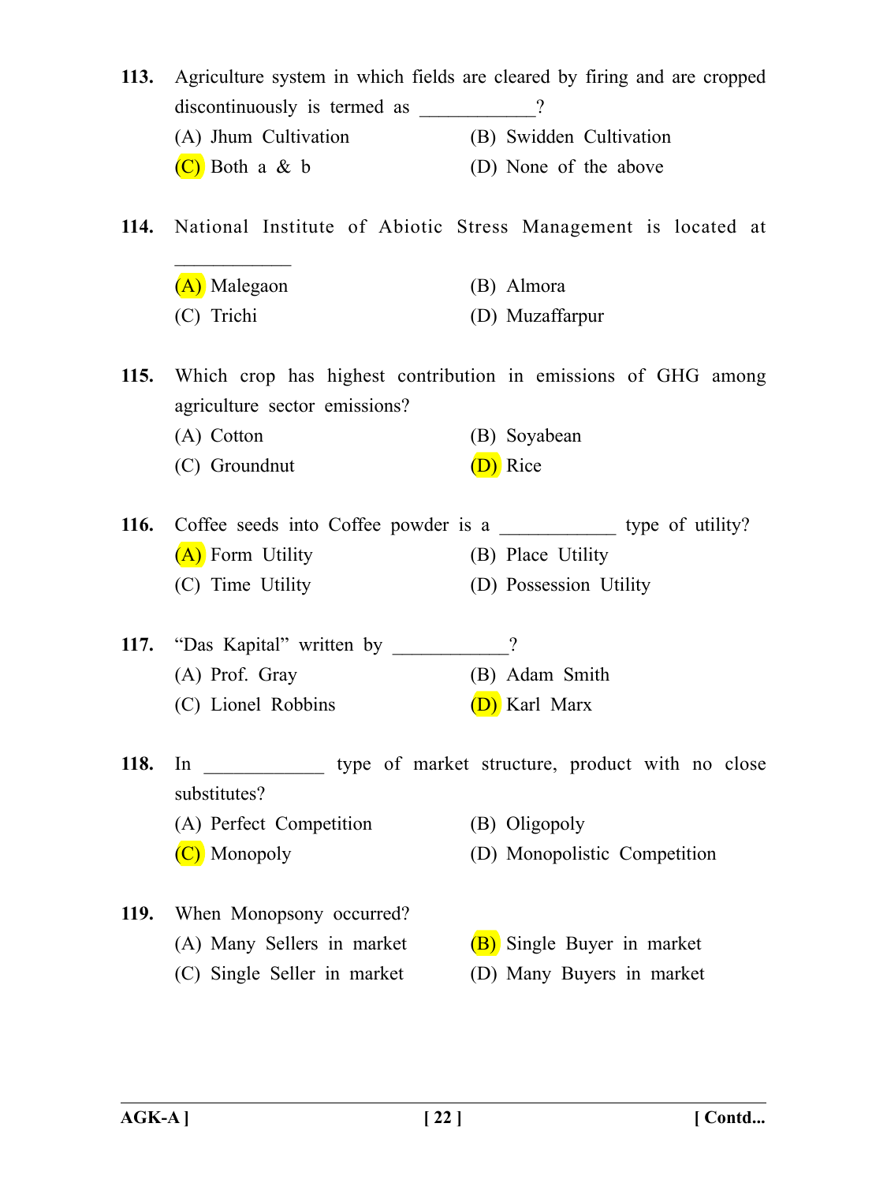**113.** Agriculture system in which fields are cleared by firing and are cropped discontinuously is termed as ____________?

(A) Jhum Cultivation
(B) Swidden Cultivation
(C) Both a & b
(D) None of the above

**114.** National Institute of Abiotic Stress Management is located at ____________

(A) Malegaon
(B) Almora
(C) Trichi
(D) Muzaffarpur

**115.** Which crop has highest contribution in emissions of GHG among agriculture sector emissions?

(A) Cotton
(B) Soyabean
(C) Groundnut
(D) Rice

**116.** Coffee seeds into Coffee powder is a ____________ type of utility?

(A) Form Utility
(B) Place Utility
(C) Time Utility
(D) Possession Utility

**117.** "Das Kapital" written by ____________?

(A) Prof. Gray
(B) Adam Smith
(C) Lionel Robbins
(D) Karl Marx

**118.** In ____________ type of market structure, product with no close substitutes?

(A) Perfect Competition
(B) Oligopoly
(C) Monopoly
(D) Monopolistic Competition

**119.** When Monopsony occurred?

(A) Many Sellers in market
(B) Single Buyer in market
(C) Single Seller in market
(D) Many Buyers in market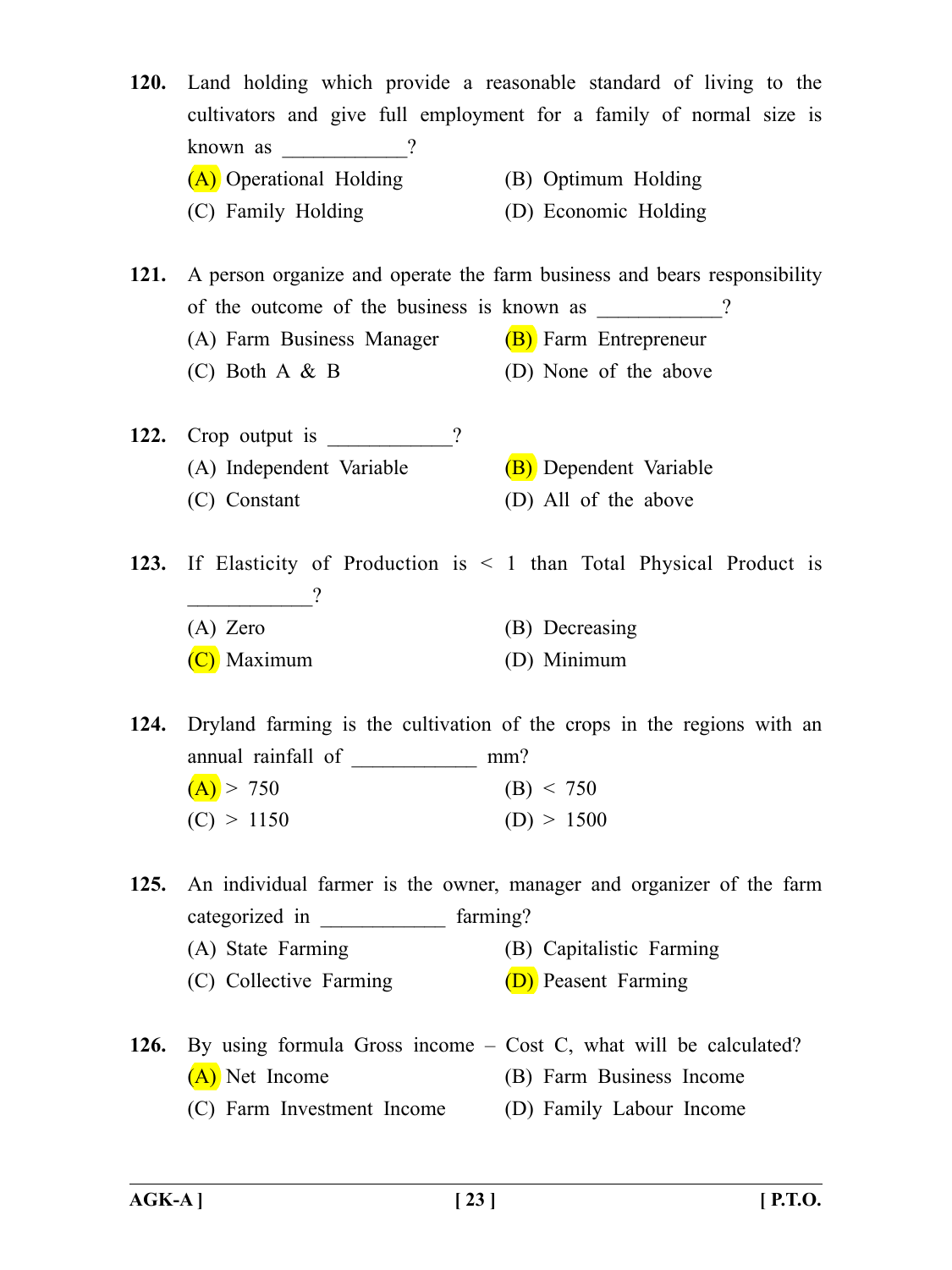**120.** Land holding which provide a reasonable standard of living to the cultivators and give full employment for a family of normal size is known as ____________?

(A) Operational Holding
(B) Optimum Holding
(C) Family Holding
(D) Economic Holding

**121.** A person organize and operate the farm business and bears responsibility of the outcome of the business is known as ____________?

(A) Farm Business Manager
(B) Farm Entrepreneur
(C) Both A & B
(D) None of the above

**122.** Crop output is ____________?

(A) Independent Variable
(B) Dependent Variable
(C) Constant
(D) All of the above

**123.** If Elasticity of Production is < 1 than Total Physical Product is ____________?

(A) Zero
(B) Decreasing
(C) Maximum
(D) Minimum

**124.** Dryland farming is the cultivation of the crops in the regions with an annual rainfall of ____________ mm?

(A) > 750
(B) < 750
(C) > 1150
(D) > 1500

**125.** An individual farmer is the owner, manager and organizer of the farm categorized in ____________ farming?

(A) State Farming
(B) Capitalistic Farming
(C) Collective Farming
(D) Peasent Farming

**126.** By using formula Gross income – Cost C, what will be calculated?

(A) Net Income
(B) Farm Business Income
(C) Farm Investment Income
(D) Family Labour Income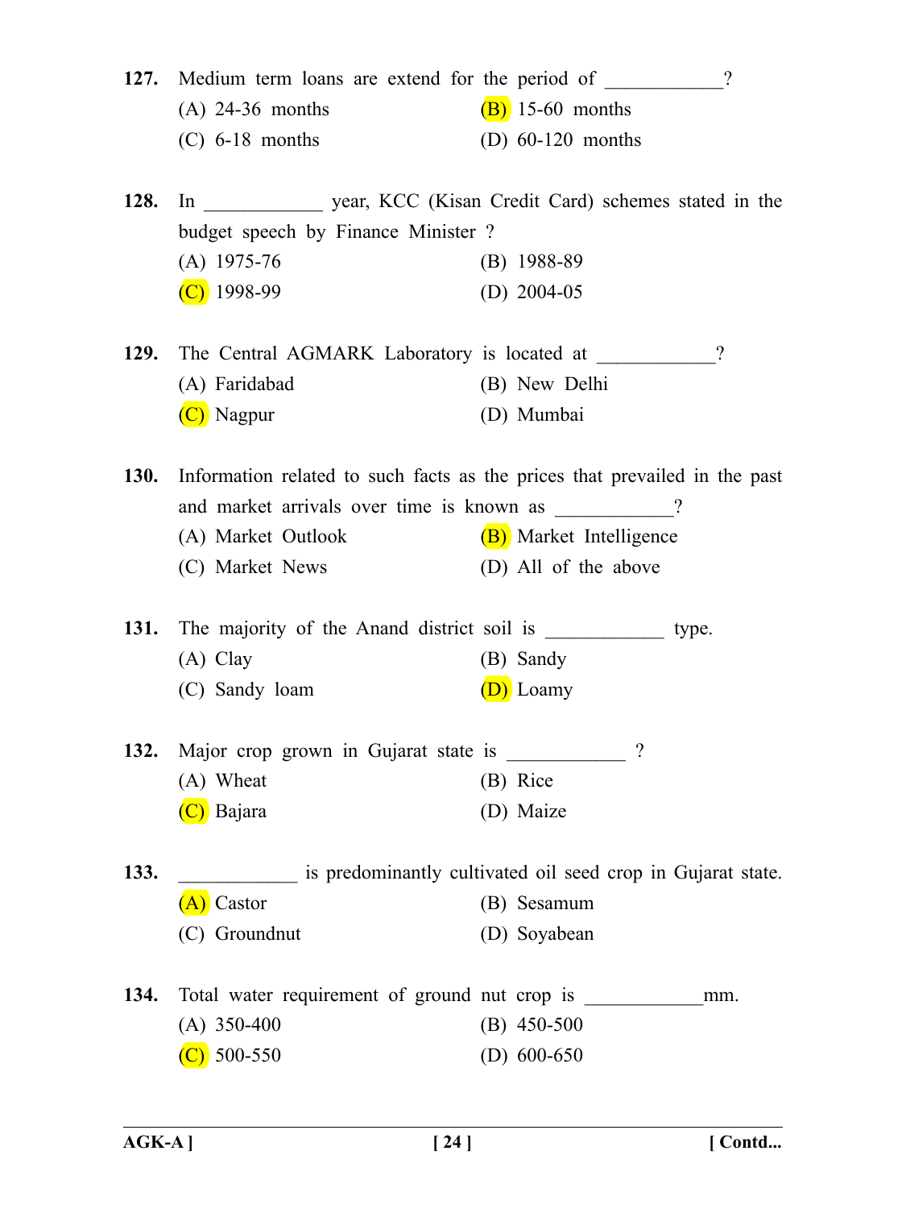127. Medium term loans are extend for the period of ____________?

(A) 24-36 months
(B) 15-60 months
(C) 6-18 months
(D) 60-120 months

128. In ____________ year, KCC (Kisan Credit Card) schemes stated in the budget speech by Finance Minister ?

(A) 1975-76
(B) 1988-89
(C) 1998-99
(D) 2004-05

129. The Central AGMARK Laboratory is located at ____________?

(A) Faridabad
(B) New Delhi
(C) Nagpur
(D) Mumbai

130. Information related to such facts as the prices that prevailed in the past and market arrivals over time is known as ____________?

(A) Market Outlook
(B) Market Intelligence
(C) Market News
(D) All of the above

131. The majority of the Anand district soil is ____________ type.

(A) Clay
(B) Sandy
(C) Sandy loam
(D) Loamy

132. Major crop grown in Gujarat state is ____________ ?

(A) Wheat
(B) Rice
(C) Bajara
(D) Maize

133. ____________ is predominantly cultivated oil seed crop in Gujarat state.

(A) Castor
(B) Sesamum
(C) Groundnut
(D) Soyabean

134. Total water requirement of ground nut crop is ____________mm.

(A) 350-400
(B) 450-500
(C) 500-550
(D) 600-650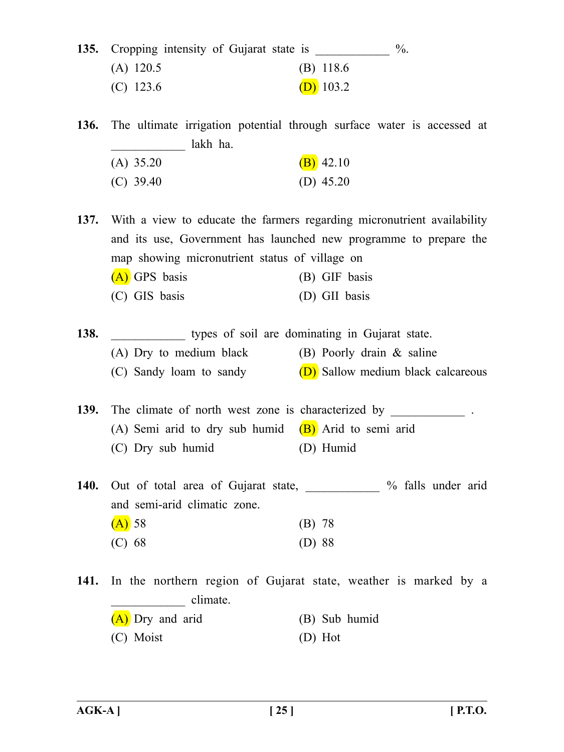135. Cropping intensity of Gujarat state is ____________ %.

(A) 120.5  
(B) 118.6  
(C) 123.6  
(D) 103.2

136. The ultimate irrigation potential through surface water is accessed at ____________ lakh ha.

(A) 35.20  
(B) 42.10  
(C) 39.40  
(D) 45.20

137. With a view to educate the farmers regarding micronutrient availability and its use, Government has launched new programme to prepare the map showing micronutrient status of village on

(A) GPS basis  
(B) GIF basis  
(C) GIS basis  
(D) GII basis

138. ____________ types of soil are dominating in Gujarat state.

(A) Dry to medium black  
(B) Poorly drain & saline  
(C) Sandy loam to sandy  
(D) Sallow medium black calcareous

139. The climate of north west zone is characterized by ____________ .

(A) Semi arid to dry sub humid  
(B) Arid to semi arid  
(C) Dry sub humid  
(D) Humid

140. Out of total area of Gujarat state, ____________ % falls under arid and semi-arid climatic zone.

(A) 58  
(B) 78  
(C) 68  
(D) 88

141. In the northern region of Gujarat state, weather is marked by a ____________ climate.

(A) Dry and arid  
(B) Sub humid  
(C) Moist  
(D) Hot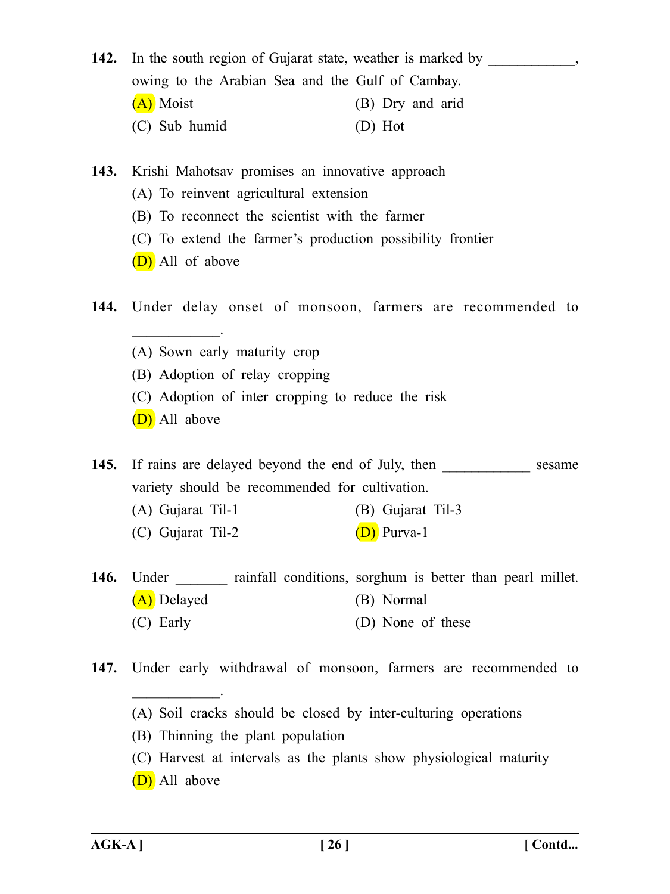142. In the south region of Gujarat state, weather is marked by ____________, owing to the Arabian Sea and the Gulf of Cambay.

(A) Moist
(B) Dry and arid
(C) Sub humid
(D) Hot

143. Krishi Mahotsav promises an innovative approach

(A) To reinvent agricultural extension
(B) To reconnect the scientist with the farmer
(C) To extend the farmer's production possibility frontier
(D) All of above

144. Under delay onset of monsoon, farmers are recommended to ____________.

(A) Sown early maturity crop
(B) Adoption of relay cropping
(C) Adoption of inter cropping to reduce the risk
(D) All above

145. If rains are delayed beyond the end of July, then ____________ sesame variety should be recommended for cultivation.

(A) Gujarat Til-1
(B) Gujarat Til-3
(C) Gujarat Til-2
(D) Purva-1

146. Under _______ rainfall conditions, sorghum is better than pearl millet.

(A) Delayed
(B) Normal
(C) Early
(D) None of these

147. Under early withdrawal of monsoon, farmers are recommended to ____________.

(A) Soil cracks should be closed by inter-culturing operations
(B) Thinning the plant population
(C) Harvest at intervals as the plants show physiological maturity
(D) All above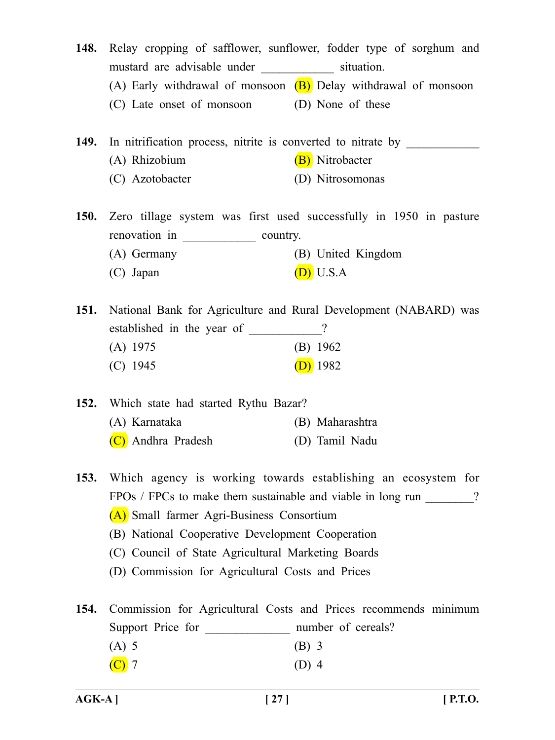**148.** Relay cropping of safflower, sunflower, fodder type of sorghum and mustard are advisable under ____________ situation.

(A) Early withdrawal of monsoon  (B) Delay withdrawal of monsoon

(C) Late onset of monsoon  (D) None of these

**149.** In nitrification process, nitrite is converted to nitrate by ____________

(A) Rhizobium  (B) Nitrobacter

(C) Azotobacter  (D) Nitrosomonas

**150.** Zero tillage system was first used successfully in 1950 in pasture renovation in ____________ country.

(A) Germany  (B) United Kingdom

(C) Japan  (D) U.S.A

**151.** National Bank for Agriculture and Rural Development (NABARD) was established in the year of ____________?

(A) 1975  (B) 1962

(C) 1945  (D) 1982

**152.** Which state had started Rythu Bazar?

(A) Karnataka  (B) Maharashtra

(C) Andhra Pradesh  (D) Tamil Nadu

**153.** Which agency is working towards establishing an ecosystem for FPOs / FPCs to make them sustainable and viable in long run ________?

(A) Small farmer Agri-Business Consortium

(B) National Cooperative Development Cooperation

(C) Council of State Agricultural Marketing Boards

(D) Commission for Agricultural Costs and Prices

**154.** Commission for Agricultural Costs and Prices recommends minimum Support Price for ______________ number of cereals?

(A) 5  (B) 3

(C) 7  (D) 4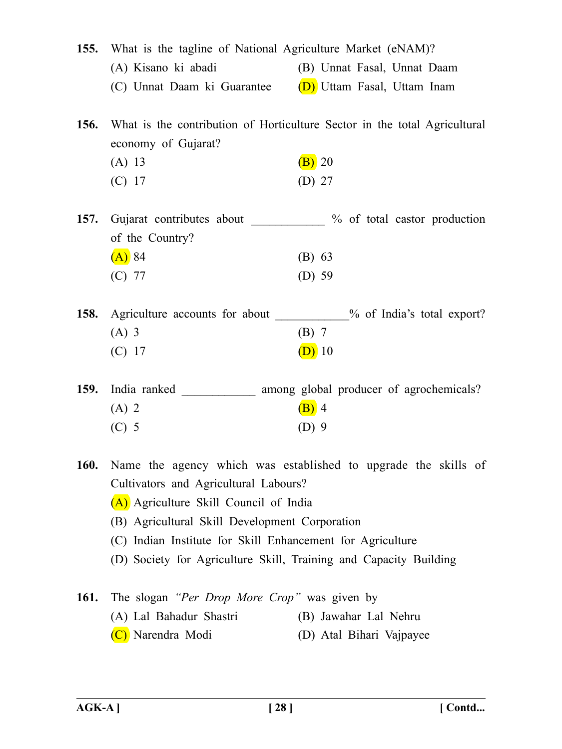**155.** What is the tagline of National Agriculture Market (eNAM)?

(A) Kisano ki abadi

(B) Unnat Fasal, Unnat Daam

(C) Unnat Daam ki Guarantee

(D) Uttam Fasal, Uttam Inam

**156.** What is the contribution of Horticulture Sector in the total Agricultural economy of Gujarat?

(A) 13

(B) 20

(C) 17

(D) 27

**157.** Gujarat contributes about ____________ % of total castor production of the Country?

(A) 84

(B) 63

(C) 77

(D) 59

**158.** Agriculture accounts for about ____________% of India's total export?

(A) 3

(B) 7

(C) 17

(D) 10

**159.** India ranked ____________ among global producer of agrochemicals?

(A) 2

(B) 4

(C) 5

(D) 9

**160.** Name the agency which was established to upgrade the skills of Cultivators and Agricultural Labours?

(A) Agriculture Skill Council of India

(B) Agricultural Skill Development Corporation

(C) Indian Institute for Skill Enhancement for Agriculture

(D) Society for Agriculture Skill, Training and Capacity Building

**161.** The slogan *"Per Drop More Crop"* was given by

(A) Lal Bahadur Shastri

(B) Jawahar Lal Nehru

(C) Narendra Modi

(D) Atal Bihari Vajpayee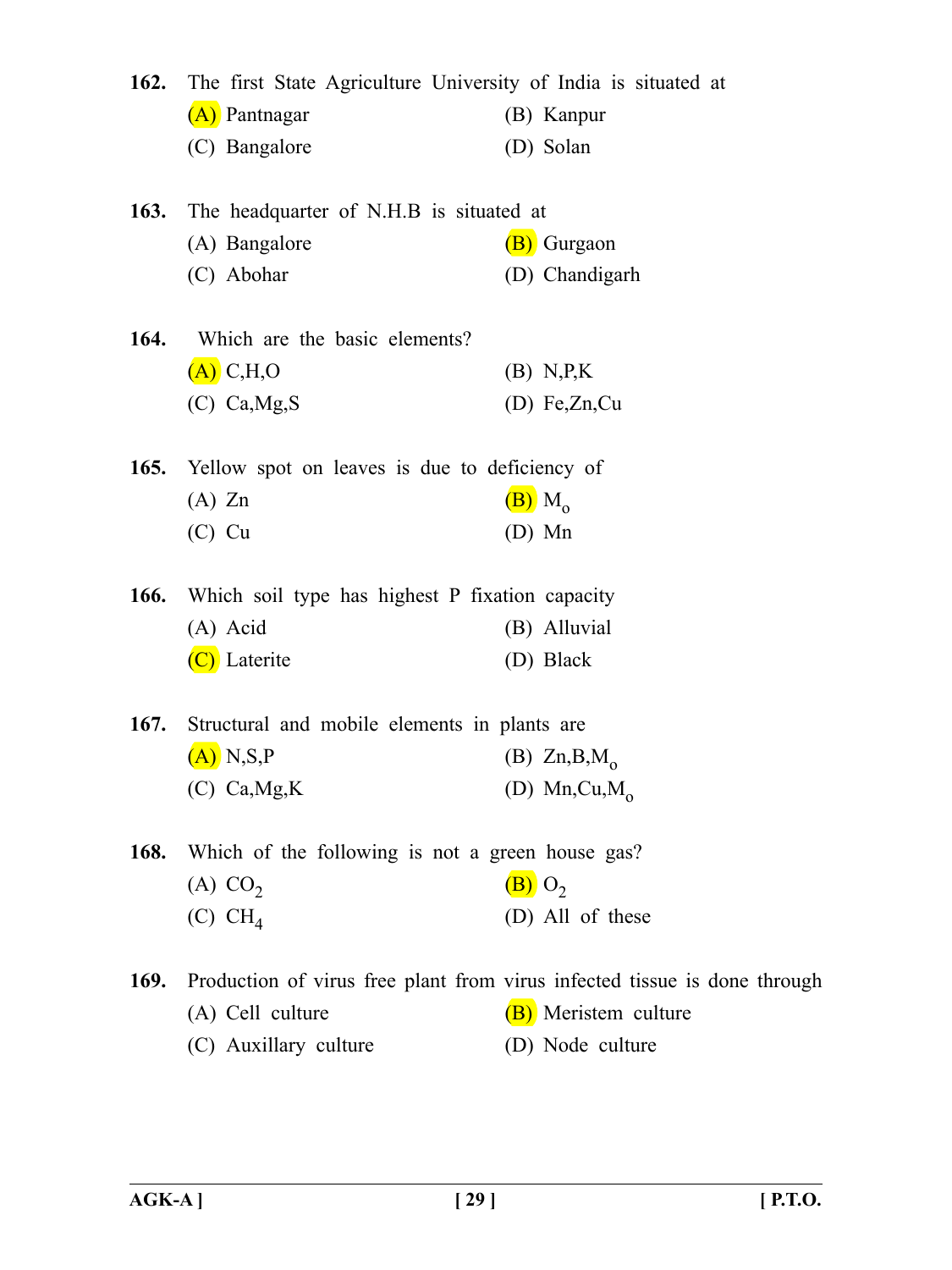162. The first State Agriculture University of India is situated at

(A) Pantnagar
(B) Kanpur
(C) Bangalore
(D) Solan

163. The headquarter of N.H.B is situated at

(A) Bangalore
(B) Gurgaon
(C) Abohar
(D) Chandigarh

164. Which are the basic elements?

(A) C,H,O
(B) N,P,K
(C) Ca,Mg,S
(D) Fe,Zn,Cu

165. Yellow spot on leaves is due to deficiency of

(A) Zn
(B) $M_o$
(C) Cu
(D) Mn

166. Which soil type has highest P fixation capacity

(A) Acid
(B) Alluvial
(C) Laterite
(D) Black

167. Structural and mobile elements in plants are

(A) N,S,P
(B) Zn,B,$M_o$
(C) Ca,Mg,K
(D) Mn,Cu,$M_o$

168. Which of the following is not a green house gas?

(A) $CO_2$
(B) $O_2$
(C) $CH_4$
(D) All of these

169. Production of virus free plant from virus infected tissue is done through

(A) Cell culture
(B) Meristem culture
(C) Auxillary culture
(D) Node culture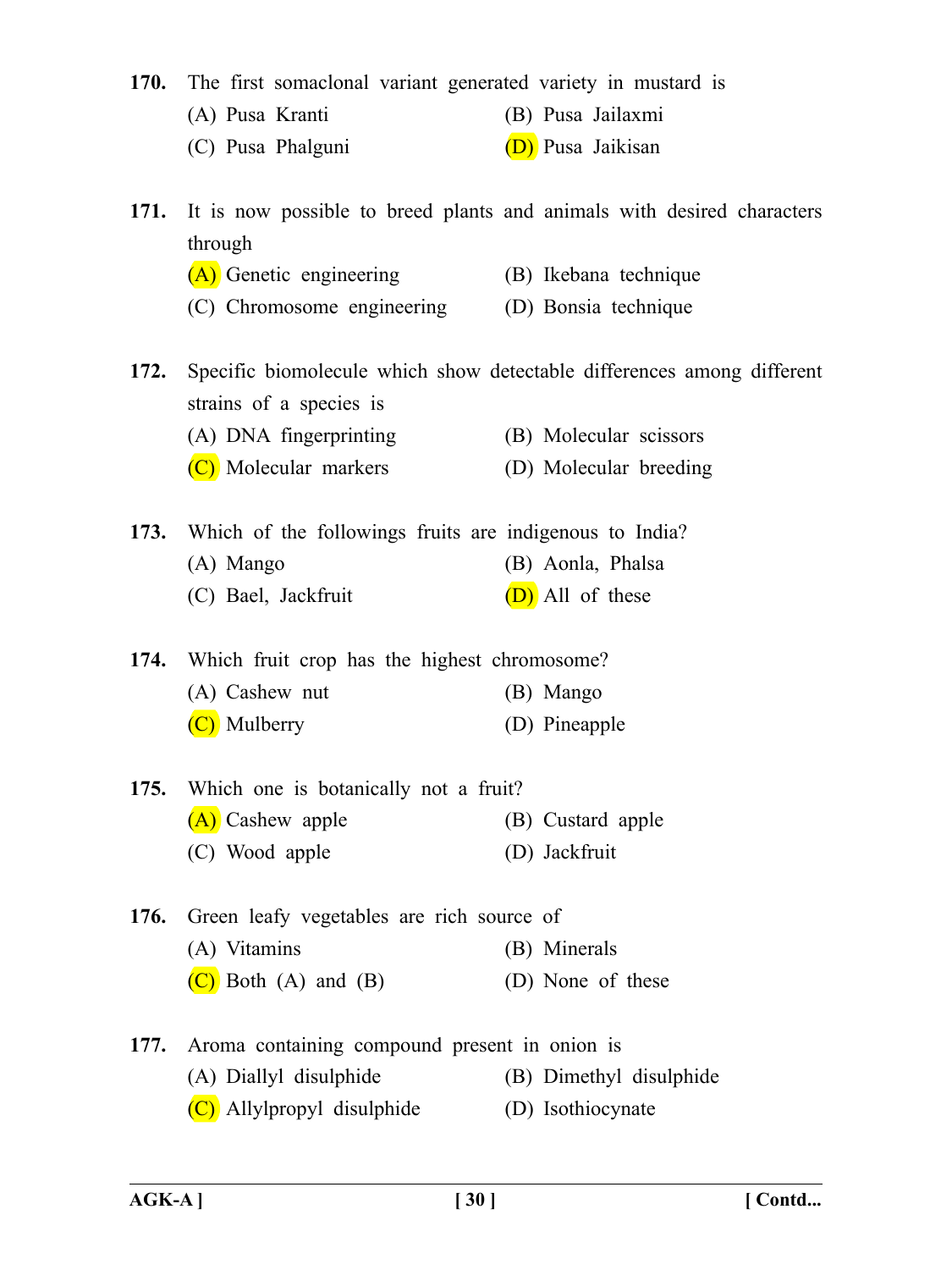**170.** The first somaclonal variant generated variety in mustard is

(A) Pusa Kranti (B) Pusa Jailaxmi

(C) Pusa Phalguni (D) Pusa Jaikisan

**171.** It is now possible to breed plants and animals with desired characters through

(A) Genetic engineering (B) Ikebana technique

(C) Chromosome engineering (D) Bonsia technique

**172.** Specific biomolecule which show detectable differences among different strains of a species is

(A) DNA fingerprinting (B) Molecular scissors

(C) Molecular markers (D) Molecular breeding

**173.** Which of the followings fruits are indigenous to India?

(A) Mango (B) Aonla, Phalsa

(C) Bael, Jackfruit (D) All of these

**174.** Which fruit crop has the highest chromosome?

(A) Cashew nut (B) Mango

(C) Mulberry (D) Pineapple

**175.** Which one is botanically not a fruit?

(A) Cashew apple (B) Custard apple

(C) Wood apple (D) Jackfruit

**176.** Green leafy vegetables are rich source of

(A) Vitamins (B) Minerals

(C) Both (A) and (B) (D) None of these

**177.** Aroma containing compound present in onion is

(A) Diallyl disulphide (B) Dimethyl disulphide

(C) Allylpropyl disulphide (D) Isothiocynate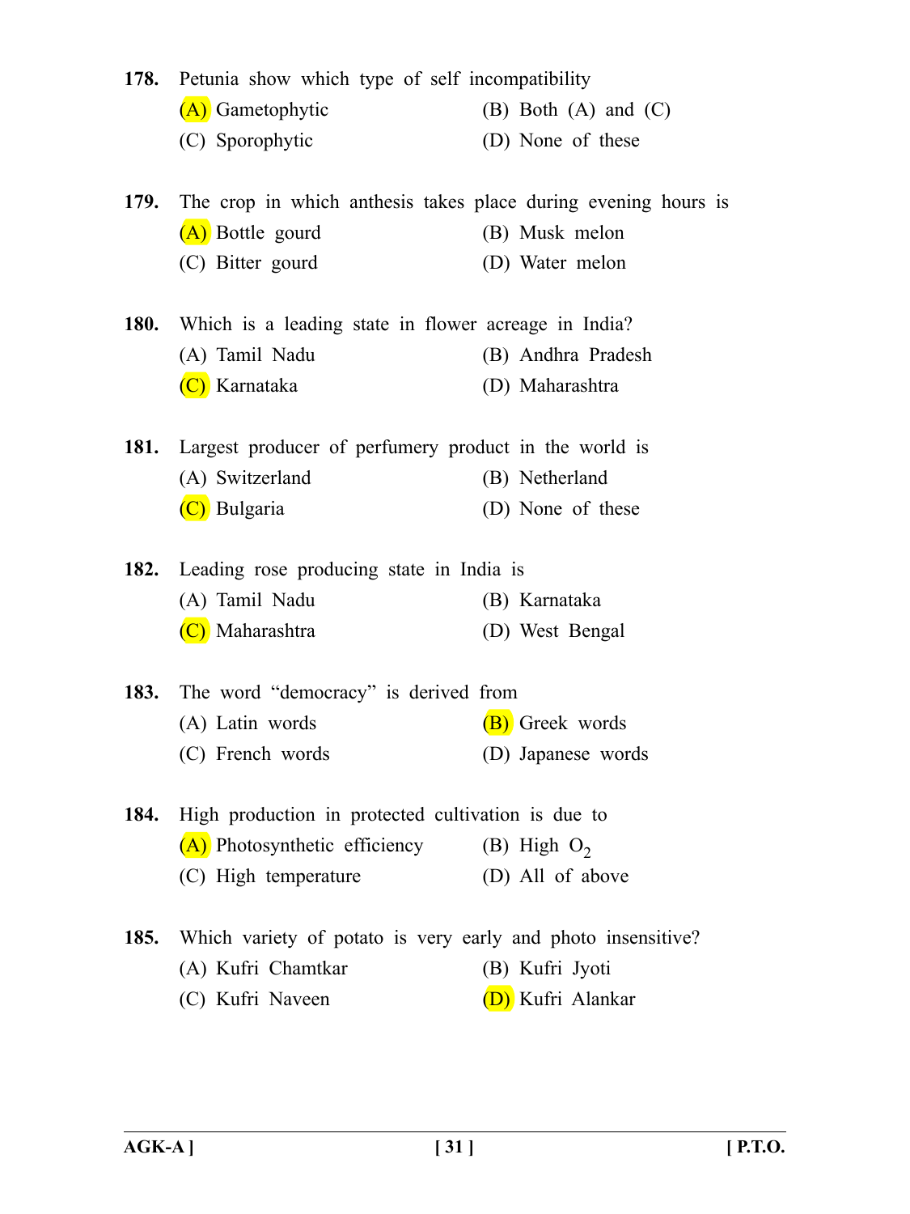**178.** Petunia show which type of self incompatibility

(A) Gametophytic (B) Both (A) and (C)

(C) Sporophytic (D) None of these

**179.** The crop in which anthesis takes place during evening hours is

(A) Bottle gourd (B) Musk melon

(C) Bitter gourd (D) Water melon

**180.** Which is a leading state in flower acreage in India?

(A) Tamil Nadu (B) Andhra Pradesh

(C) Karnataka (D) Maharashtra

**181.** Largest producer of perfumery product in the world is

(A) Switzerland (B) Netherland

(C) Bulgaria (D) None of these

**182.** Leading rose producing state in India is

(A) Tamil Nadu (B) Karnataka

(C) Maharashtra (D) West Bengal

**183.** The word "democracy" is derived from

(A) Latin words (B) Greek words

(C) French words (D) Japanese words

**184.** High production in protected cultivation is due to

(A) Photosynthetic efficiency (B) High $O_2$

(C) High temperature (D) All of above

**185.** Which variety of potato is very early and photo insensitive?

(A) Kufri Chamtkar (B) Kufri Jyoti

(C) Kufri Naveen (D) Kufri Alankar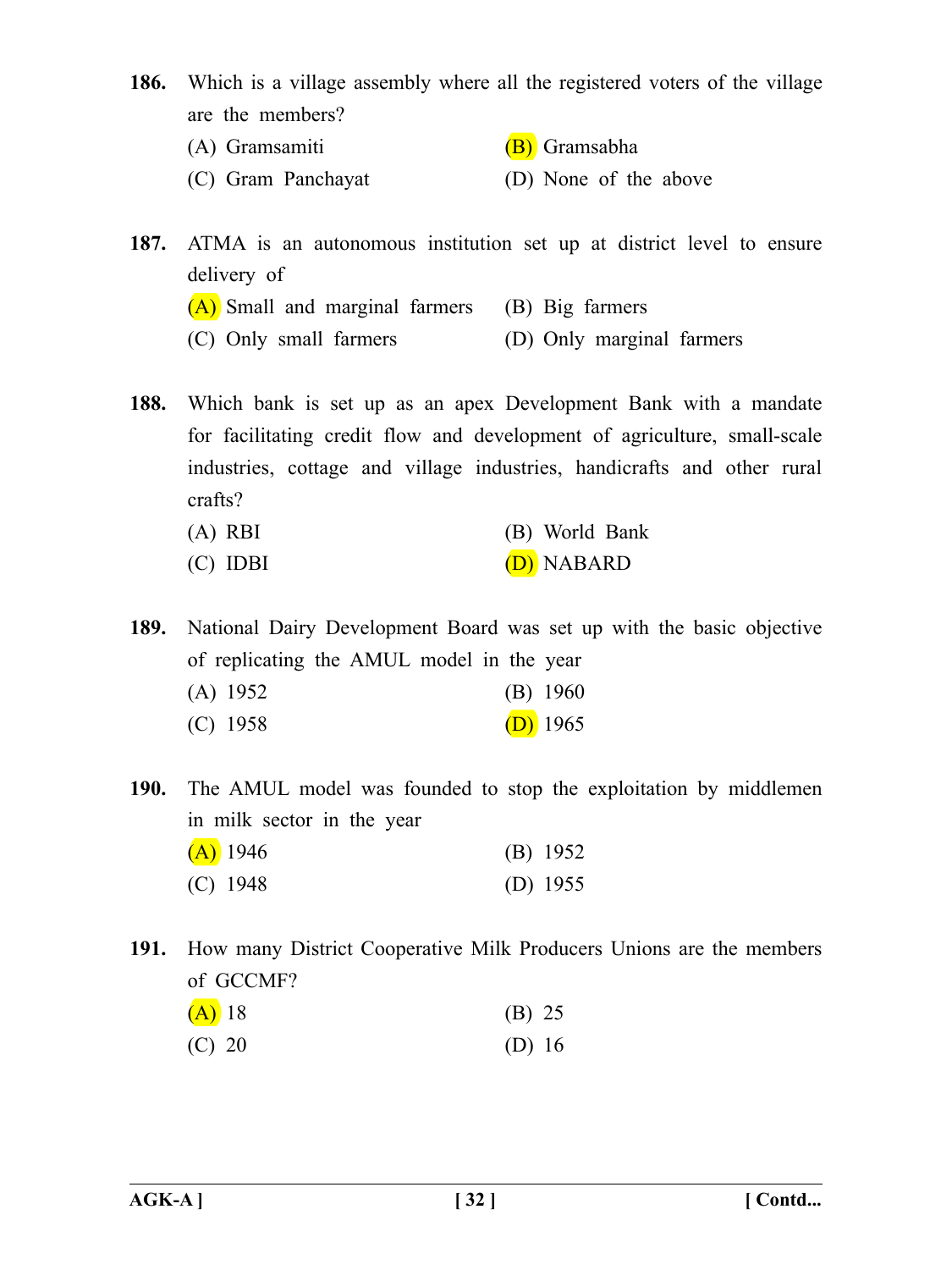**186.** Which is a village assembly where all the registered voters of the village are the members?

(A) Gramsamiti
(B) Gramsabha
(C) Gram Panchayat
(D) None of the above

**187.** ATMA is an autonomous institution set up at district level to ensure delivery of

(A) Small and marginal farmers
(B) Big farmers
(C) Only small farmers
(D) Only marginal farmers

**188.** Which bank is set up as an apex Development Bank with a mandate for facilitating credit flow and development of agriculture, small-scale industries, cottage and village industries, handicrafts and other rural crafts?

(A) RBI
(B) World Bank
(C) IDBI
(D) NABARD

**189.** National Dairy Development Board was set up with the basic objective of replicating the AMUL model in the year

(A) 1952
(B) 1960
(C) 1958
(D) 1965

**190.** The AMUL model was founded to stop the exploitation by middlemen in milk sector in the year

(A) 1946
(B) 1952
(C) 1948
(D) 1955

**191.** How many District Cooperative Milk Producers Unions are the members of GCCMF?

(A) 18
(B) 25
(C) 20
(D) 16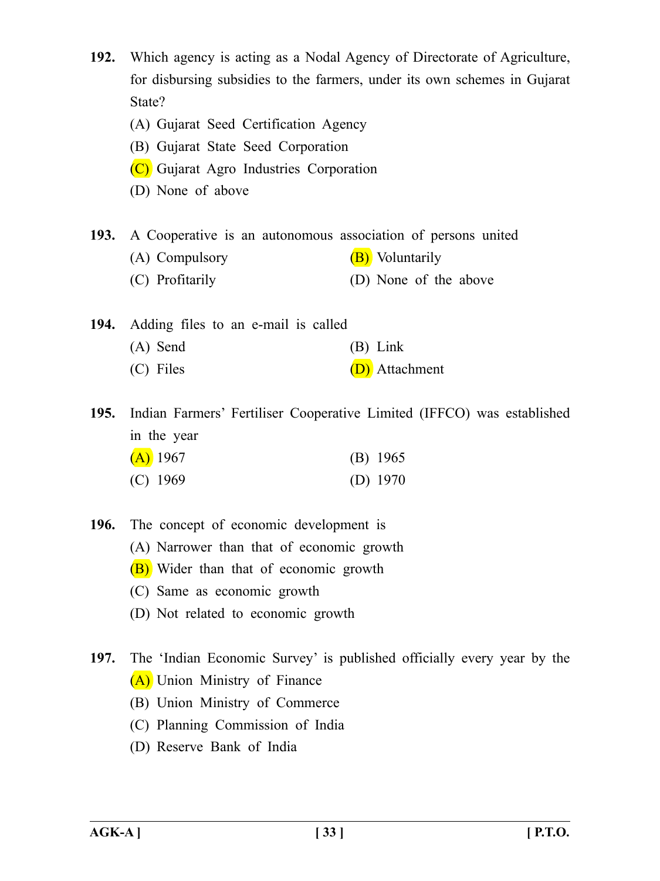**192.** Which agency is acting as a Nodal Agency of Directorate of Agriculture, for disbursing subsidies to the farmers, under its own schemes in Gujarat State?

(A) Gujarat Seed Certification Agency

(B) Gujarat State Seed Corporation

(C) Gujarat Agro Industries Corporation

(D) None of above

**193.** A Cooperative is an autonomous association of persons united

(A) Compulsory

(B) Voluntarily

(C) Profitarily

(D) None of the above

**194.** Adding files to an e-mail is called

(A) Send

(B) Link

(C) Files

(D) Attachment

**195.** Indian Farmers' Fertiliser Cooperative Limited (IFFCO) was established in the year

(A) 1967

(B) 1965

(C) 1969

(D) 1970

**196.** The concept of economic development is

(A) Narrower than that of economic growth

(B) Wider than that of economic growth

(C) Same as economic growth

(D) Not related to economic growth

**197.** The 'Indian Economic Survey' is published officially every year by the

(A) Union Ministry of Finance

(B) Union Ministry of Commerce

(C) Planning Commission of India

(D) Reserve Bank of India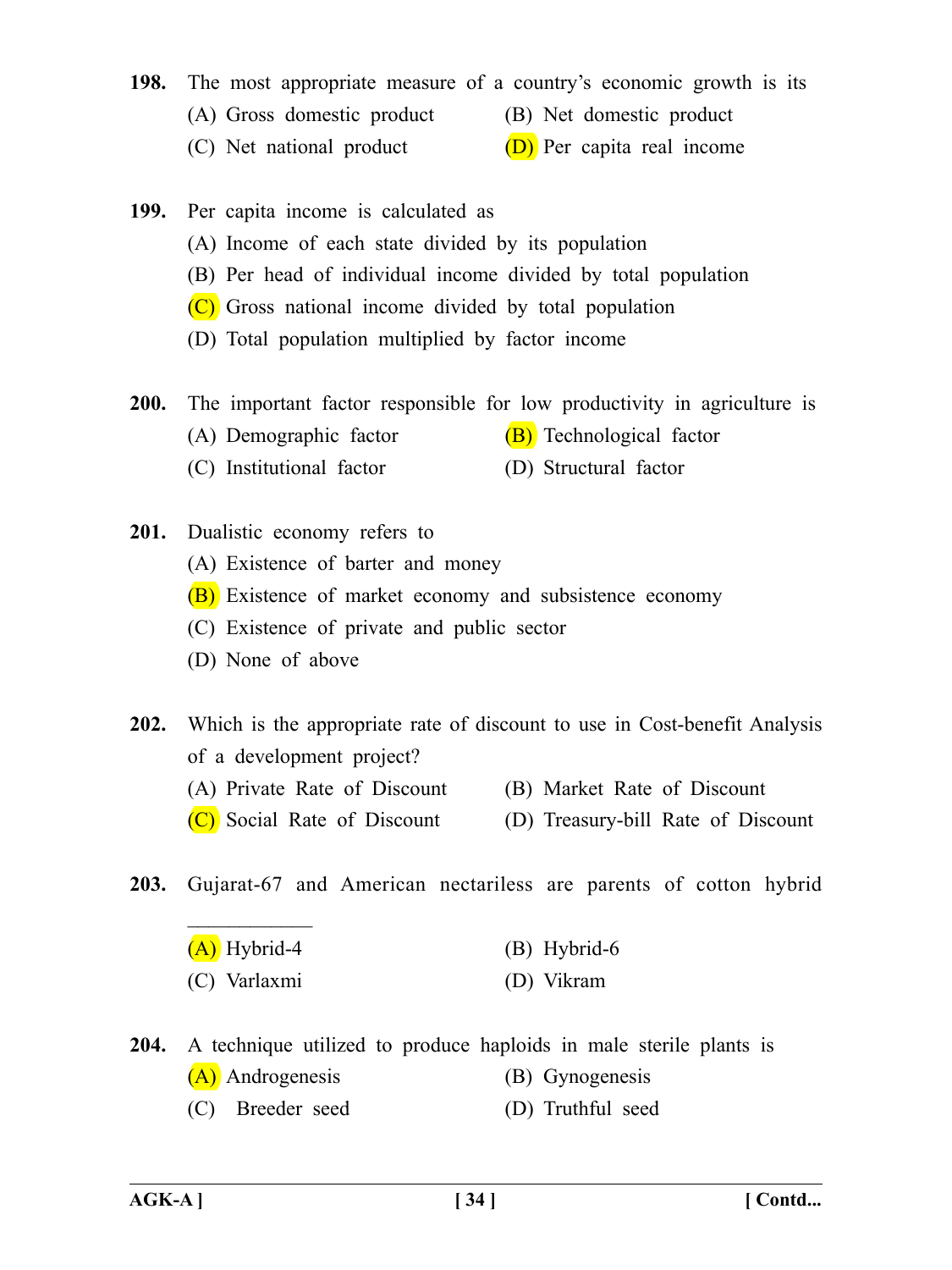**198.** The most appropriate measure of a country's economic growth is its

(A) Gross domestic product  (B) Net domestic product

(C) Net national product  (D) Per capita real income

**199.** Per capita income is calculated as

(A) Income of each state divided by its population

(B) Per head of individual income divided by total population

(C) Gross national income divided by total population

(D) Total population multiplied by factor income

**200.** The important factor responsible for low productivity in agriculture is

(A) Demographic factor  (B) Technological factor

(C) Institutional factor  (D) Structural factor

**201.** Dualistic economy refers to

(A) Existence of barter and money

(B) Existence of market economy and subsistence economy

(C) Existence of private and public sector

(D) None of above

**202.** Which is the appropriate rate of discount to use in Cost-benefit Analysis of a development project?

(A) Private Rate of Discount  (B) Market Rate of Discount

(C) Social Rate of Discount  (D) Treasury-bill Rate of Discount

**203.** Gujarat-67 and American nectariless are parents of cotton hybrid ____________

(A) Hybrid-4  (B) Hybrid-6

(C) Varlaxmi  (D) Vikram

**204.** A technique utilized to produce haploids in male sterile plants is

(A) Androgenesis  (B) Gynogenesis

(C) Breeder seed  (D) Truthful seed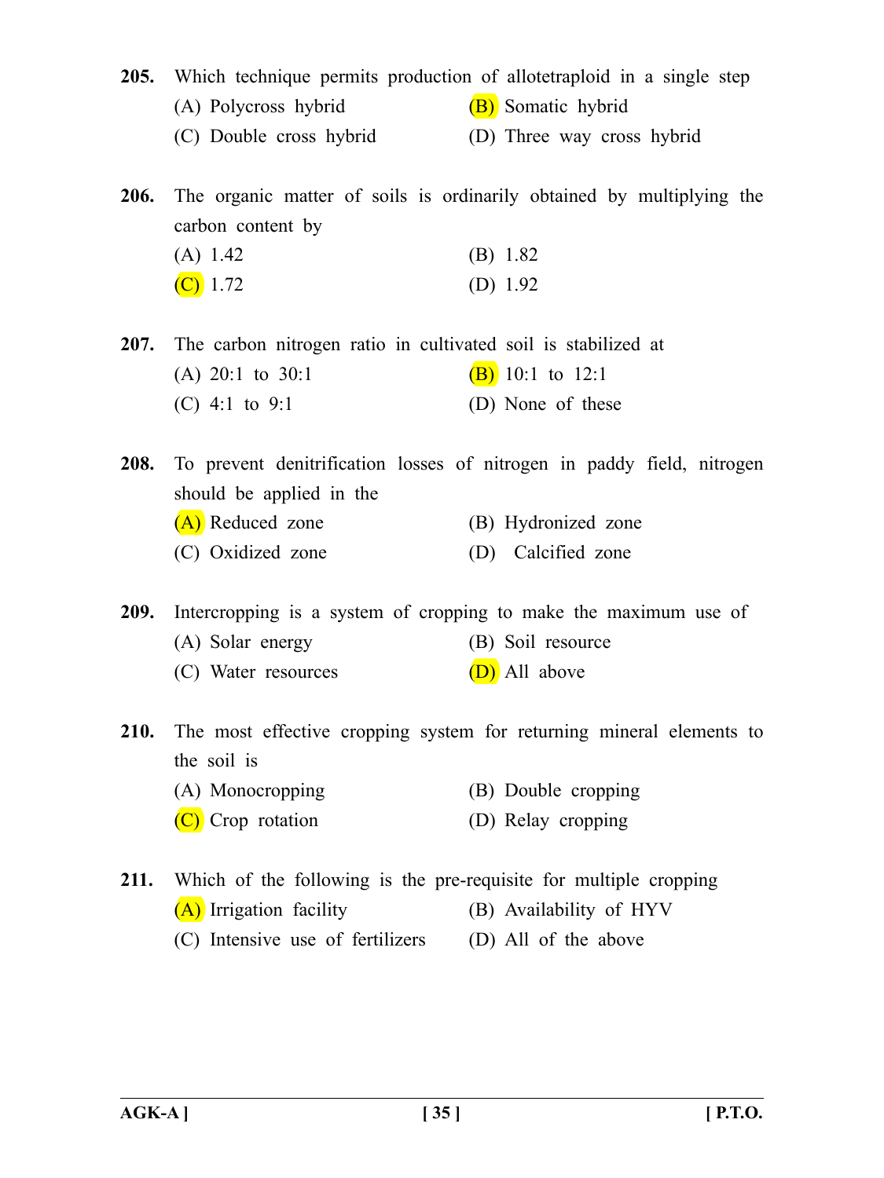**205.** Which technique permits production of allotetraploid in a single step

(A) Polycross hybrid

(B) Somatic hybrid

(C) Double cross hybrid

(D) Three way cross hybrid

**206.** The organic matter of soils is ordinarily obtained by multiplying the carbon content by

(A) 1.42

(B) 1.82

(C) 1.72

(D) 1.92

**207.** The carbon nitrogen ratio in cultivated soil is stabilized at

(A) 20:1 to 30:1

(B) 10:1 to 12:1

(C) 4:1 to 9:1

(D) None of these

**208.** To prevent denitrification losses of nitrogen in paddy field, nitrogen should be applied in the

(A) Reduced zone

(B) Hydronized zone

(C) Oxidized zone

(D) Calcified zone

**209.** Intercropping is a system of cropping to make the maximum use of

(A) Solar energy

(B) Soil resource

(C) Water resources

(D) All above

**210.** The most effective cropping system for returning mineral elements to the soil is

(A) Monocropping

(B) Double cropping

(C) Crop rotation

(D) Relay cropping

**211.** Which of the following is the pre-requisite for multiple cropping

(A) Irrigation facility

(B) Availability of HYV

(C) Intensive use of fertilizers

(D) All of the above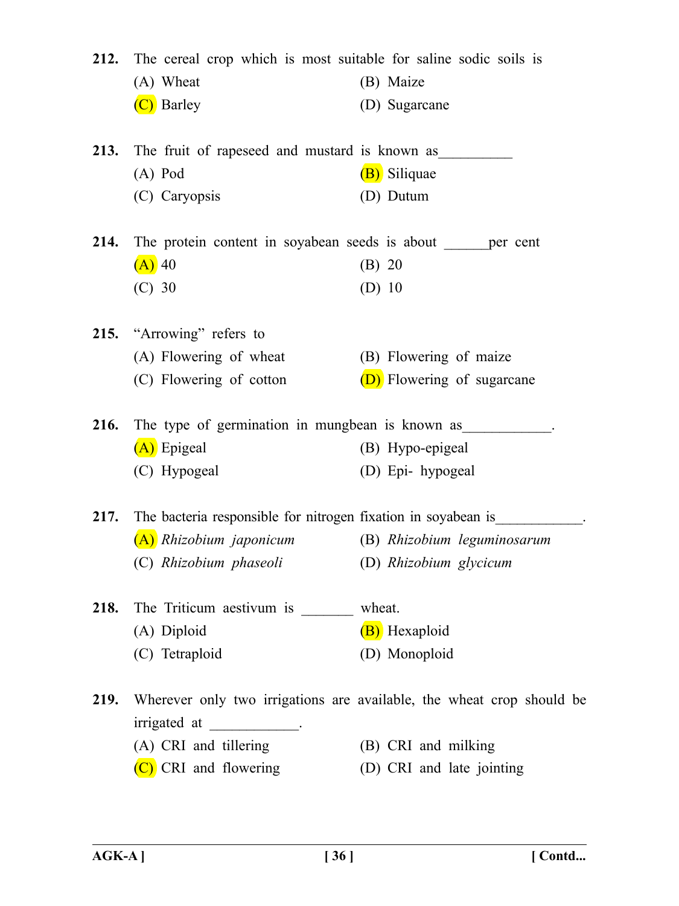212. The cereal crop which is most suitable for saline sodic soils is

(A) Wheat
(B) Maize
(C) Barley
(D) Sugarcane

213. The fruit of rapeseed and mustard is known as__________

(A) Pod
(B) Siliquae
(C) Caryopsis
(D) Dutum

214. The protein content in soyabean seeds is about ______per cent

(A) 40
(B) 20
(C) 30
(D) 10

215. "Arrowing" refers to

(A) Flowering of wheat
(B) Flowering of maize
(C) Flowering of cotton
(D) Flowering of sugarcane

216. The type of germination in mungbean is known as____________.

(A) Epigeal
(B) Hypo-epigeal
(C) Hypogeal
(D) Epi- hypogeal

217. The bacteria responsible for nitrogen fixation in soyabean is____________.

(A) *Rhizobium japonicum*
(B) *Rhizobium leguminosarum*
(C) *Rhizobium phaseoli*
(D) *Rhizobium glycicum*

218. The Triticum aestivum is _______ wheat.

(A) Diploid
(B) Hexaploid
(C) Tetraploid
(D) Monoploid

219. Wherever only two irrigations are available, the wheat crop should be irrigated at ____________.

(A) CRI and tillering
(B) CRI and milking
(C) CRI and flowering
(D) CRI and late jointing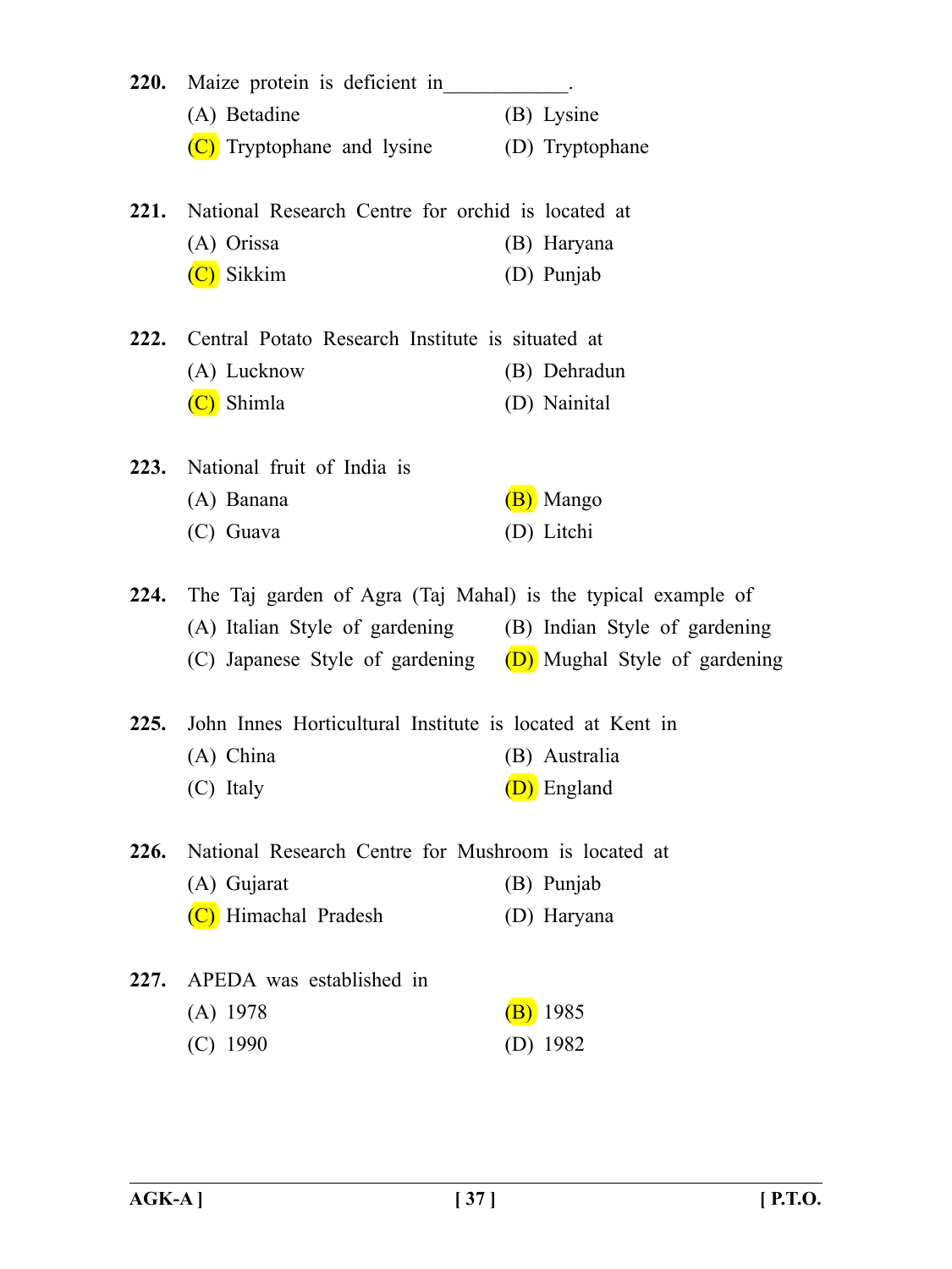**220.** Maize protein is deficient in____________.

(A) Betadine

(B) Lysine

(C) Tryptophane and lysine

(D) Tryptophane

**221.** National Research Centre for orchid is located at

(A) Orissa

(B) Haryana

(C) Sikkim

(D) Punjab

**222.** Central Potato Research Institute is situated at

(A) Lucknow

(B) Dehradun

(C) Shimla

(D) Nainital

**223.** National fruit of India is

(A) Banana

(B) Mango

(C) Guava

(D) Litchi

**224.** The Taj garden of Agra (Taj Mahal) is the typical example of

(A) Italian Style of gardening

(B) Indian Style of gardening

(C) Japanese Style of gardening

(D) Mughal Style of gardening

**225.** John Innes Horticultural Institute is located at Kent in

(A) China

(B) Australia

(C) Italy

(D) England

**226.** National Research Centre for Mushroom is located at

(A) Gujarat

(B) Punjab

(C) Himachal Pradesh

(D) Haryana

**227.** APEDA was established in

(A) 1978

(B) 1985

(C) 1990

(D) 1982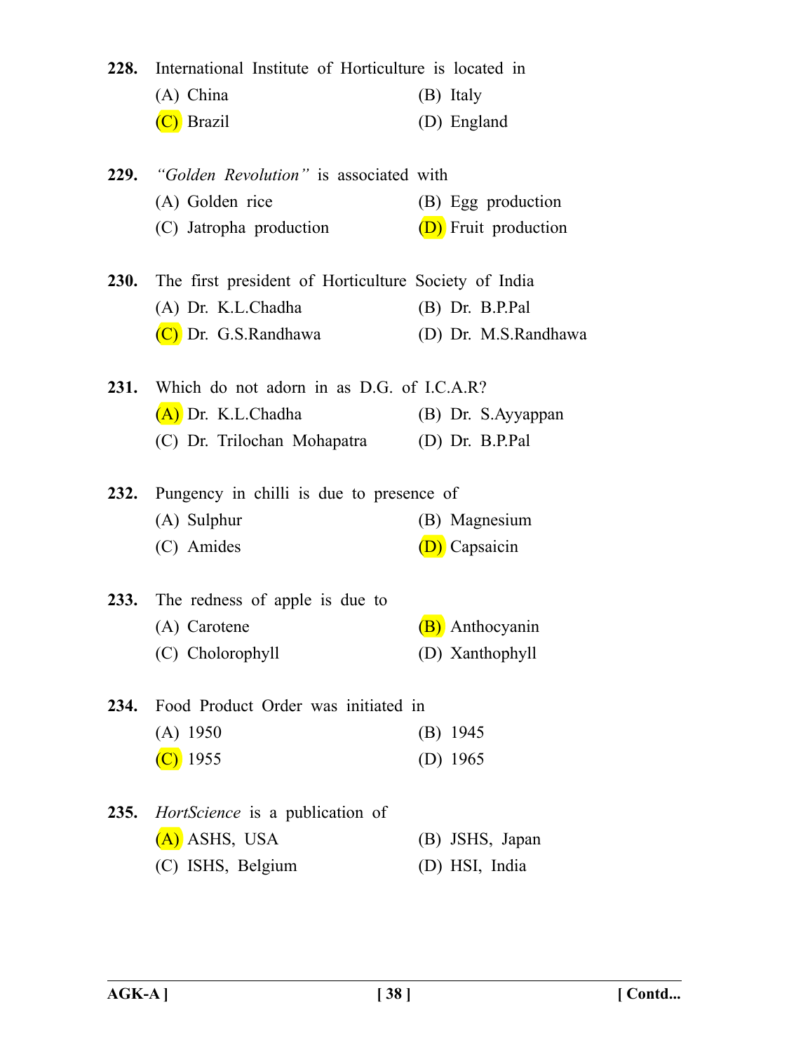**228.** International Institute of Horticulture is located in

(A) China (B) Italy

(C) Brazil (D) England

**229.** *"Golden Revolution"* is associated with

(A) Golden rice (B) Egg production

(C) Jatropha production (D) Fruit production

**230.** The first president of Horticulture Society of India

(A) Dr. K.L.Chadha (B) Dr. B.P.Pal

(C) Dr. G.S.Randhawa (D) Dr. M.S.Randhawa

**231.** Which do not adorn in as D.G. of I.C.A.R?

(A) Dr. K.L.Chadha (B) Dr. S.Ayyappan

(C) Dr. Trilochan Mohapatra (D) Dr. B.P.Pal

**232.** Pungency in chilli is due to presence of

(A) Sulphur (B) Magnesium

(C) Amides (D) Capsaicin

**233.** The redness of apple is due to

(A) Carotene (B) Anthocyanin

(C) Cholorophyll (D) Xanthophyll

**234.** Food Product Order was initiated in

(A) 1950 (B) 1945

(C) 1955 (D) 1965

**235.** *HortScience* is a publication of

(A) ASHS, USA (B) JSHS, Japan

(C) ISHS, Belgium (D) HSI, India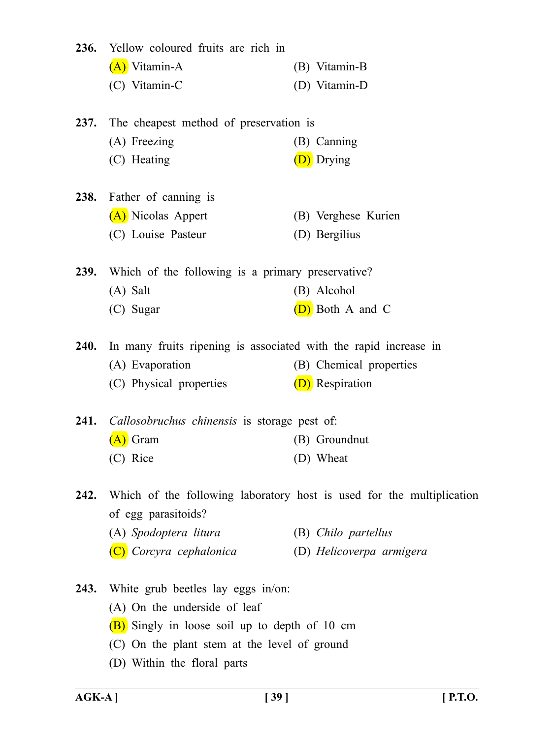**236.** Yellow coloured fruits are rich in

(A) Vitamin-A  (B) Vitamin-B
(C) Vitamin-C  (D) Vitamin-D

**237.** The cheapest method of preservation is

(A) Freezing  (B) Canning
(C) Heating  (D) Drying

**238.** Father of canning is

(A) Nicolas Appert  (B) Verghese Kurien
(C) Louise Pasteur  (D) Bergilius

**239.** Which of the following is a primary preservative?

(A) Salt  (B) Alcohol
(C) Sugar  (D) Both A and C

**240.** In many fruits ripening is associated with the rapid increase in

(A) Evaporation  (B) Chemical properties
(C) Physical properties  (D) Respiration

**241.** *Callosobruchus chinensis* is storage pest of:

(A) Gram  (B) Groundnut
(C) Rice  (D) Wheat

**242.** Which of the following laboratory host is used for the multiplication of egg parasitoids?

(A) *Spodoptera litura*  (B) *Chilo partellus*
(C) *Corcyra cephalonica*  (D) *Helicoverpa armigera*

**243.** White grub beetles lay eggs in/on:

(A) On the underside of leaf
(B) Singly in loose soil up to depth of 10 cm
(C) On the plant stem at the level of ground
(D) Within the floral parts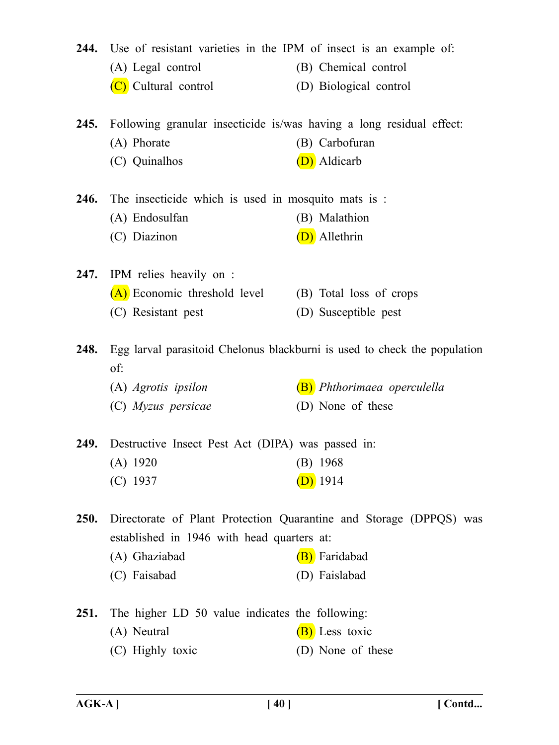**244.** Use of resistant varieties in the IPM of insect is an example of:

(A) Legal control
(B) Chemical control
(C) Cultural control
(D) Biological control

**245.** Following granular insecticide is/was having a long residual effect:

(A) Phorate
(B) Carbofuran
(C) Quinalhos
(D) Aldicarb

**246.** The insecticide which is used in mosquito mats is :

(A) Endosulfan
(B) Malathion
(C) Diazinon
(D) Allethrin

**247.** IPM relies heavily on :

(A) Economic threshold level
(B) Total loss of crops
(C) Resistant pest
(D) Susceptible pest

**248.** Egg larval parasitoid Chelonus blackburni is used to check the population of:

(A) *Agrotis ipsilon*
(B) *Phthorimaea operculella*
(C) *Myzus persicae*
(D) None of these

**249.** Destructive Insect Pest Act (DIPA) was passed in:

(A) 1920
(B) 1968
(C) 1937
(D) 1914

**250.** Directorate of Plant Protection Quarantine and Storage (DPPQS) was established in 1946 with head quarters at:

(A) Ghaziabad
(B) Faridabad
(C) Faisabad
(D) Faislabad

**251.** The higher LD 50 value indicates the following:

(A) Neutral
(B) Less toxic
(C) Highly toxic
(D) None of these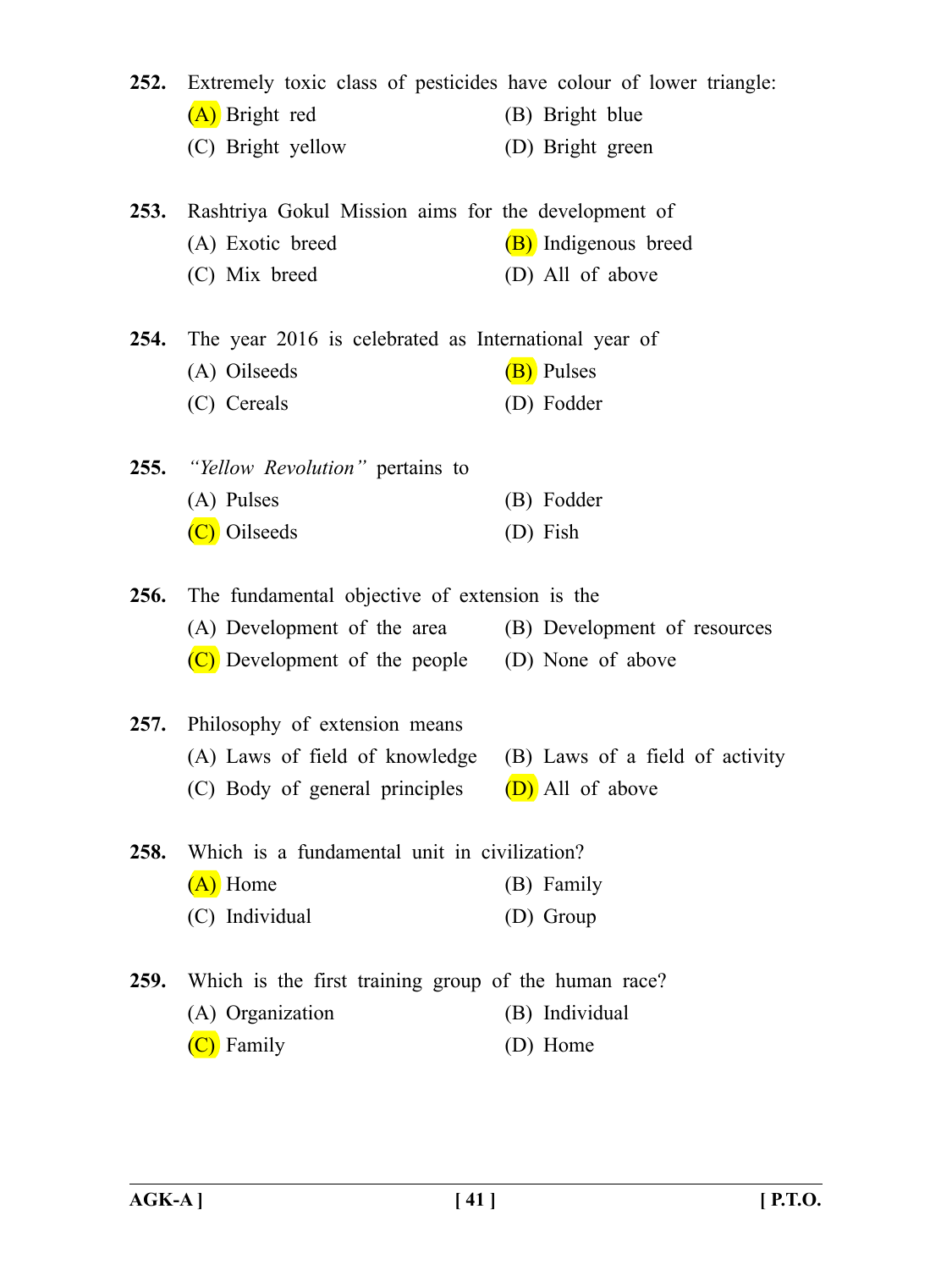**252.** Extremely toxic class of pesticides have colour of lower triangle:

(A) Bright red
(B) Bright blue
(C) Bright yellow
(D) Bright green

**253.** Rashtriya Gokul Mission aims for the development of

(A) Exotic breed
(B) Indigenous breed
(C) Mix breed
(D) All of above

**254.** The year 2016 is celebrated as International year of

(A) Oilseeds
(B) Pulses
(C) Cereals
(D) Fodder

**255.** *"Yellow Revolution"* pertains to

(A) Pulses
(B) Fodder
(C) Oilseeds
(D) Fish

**256.** The fundamental objective of extension is the

(A) Development of the area
(B) Development of resources
(C) Development of the people
(D) None of above

**257.** Philosophy of extension means

(A) Laws of field of knowledge
(B) Laws of a field of activity
(C) Body of general principles
(D) All of above

**258.** Which is a fundamental unit in civilization?

(A) Home
(B) Family
(C) Individual
(D) Group

**259.** Which is the first training group of the human race?

(A) Organization
(B) Individual
(C) Family
(D) Home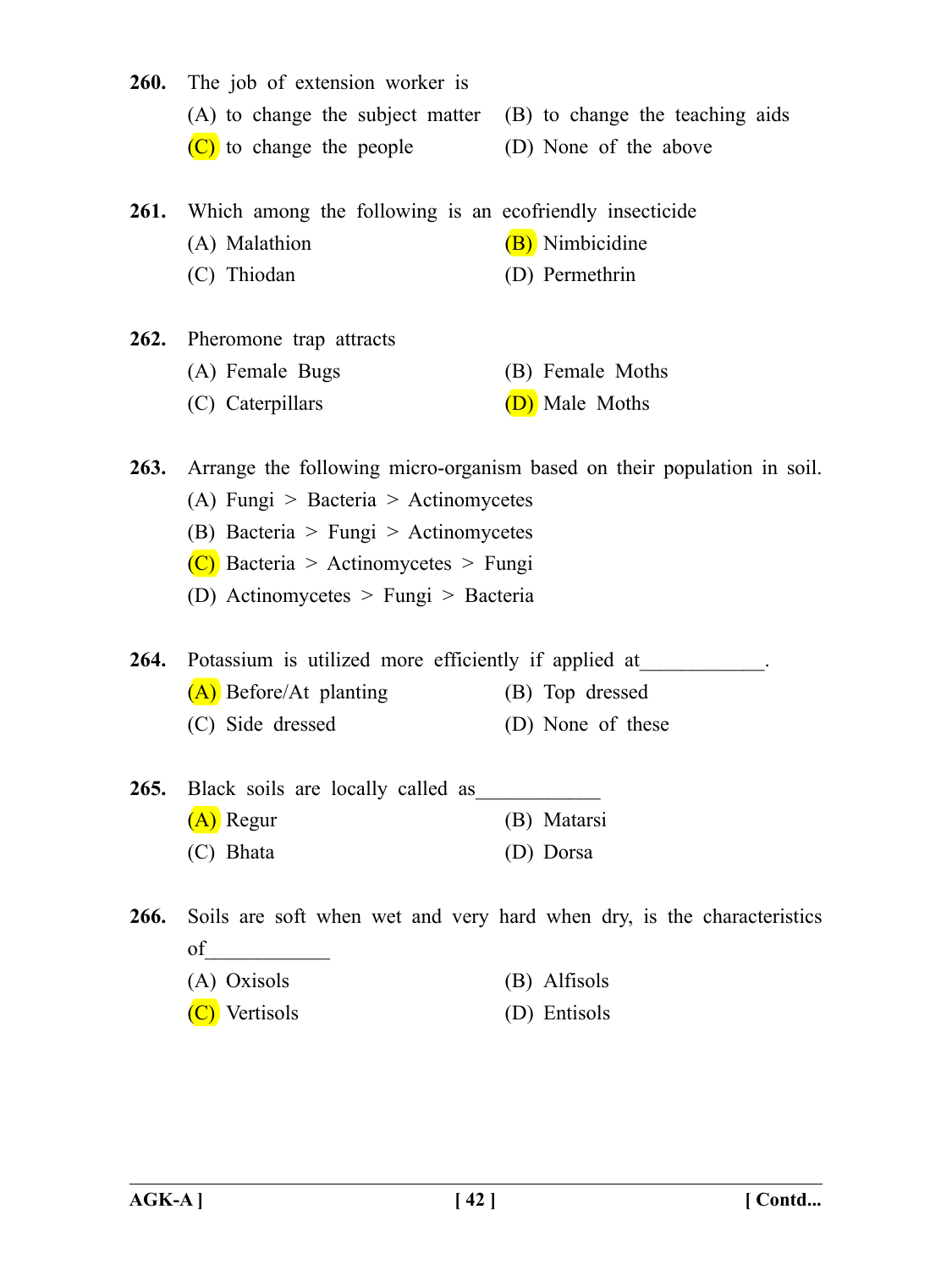**260.** The job of extension worker is

(A) to change the subject matter
(B) to change the teaching aids
(C) to change the people
(D) None of the above

**261.** Which among the following is an ecofriendly insecticide

(A) Malathion
(B) Nimbicidine
(C) Thiodan
(D) Permethrin

**262.** Pheromone trap attracts

(A) Female Bugs
(B) Female Moths
(C) Caterpillars
(D) Male Moths

**263.** Arrange the following micro-organism based on their population in soil.

(A) Fungi > Bacteria > Actinomycetes
(B) Bacteria > Fungi > Actinomycetes
(C) Bacteria > Actinomycetes > Fungi
(D) Actinomycetes > Fungi > Bacteria

**264.** Potassium is utilized more efficiently if applied at____________.

(A) Before/At planting
(B) Top dressed
(C) Side dressed
(D) None of these

**265.** Black soils are locally called as____________

(A) Regur
(B) Matarsi
(C) Bhata
(D) Dorsa

**266.** Soils are soft when wet and very hard when dry, is the characteristics of____________

(A) Oxisols
(B) Alfisols
(C) Vertisols
(D) Entisols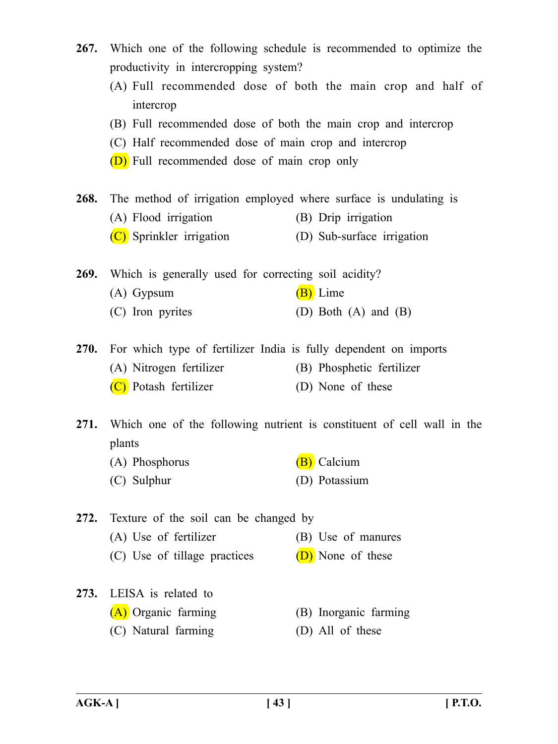**267.** Which one of the following schedule is recommended to optimize the productivity in intercropping system?

(A) Full recommended dose of both the main crop and half of intercrop

(B) Full recommended dose of both the main crop and intercrop

(C) Half recommended dose of main crop and intercrop

(D) Full recommended dose of main crop only

**268.** The method of irrigation employed where surface is undulating is

(A) Flood irrigation

(B) Drip irrigation

(C) Sprinkler irrigation

(D) Sub-surface irrigation

**269.** Which is generally used for correcting soil acidity?

(A) Gypsum

(B) Lime

(C) Iron pyrites

(D) Both (A) and (B)

**270.** For which type of fertilizer India is fully dependent on imports

(A) Nitrogen fertilizer

(B) Phosphetic fertilizer

(C) Potash fertilizer

(D) None of these

**271.** Which one of the following nutrient is constituent of cell wall in the plants

(A) Phosphorus

(B) Calcium

(C) Sulphur

(D) Potassium

**272.** Texture of the soil can be changed by

(A) Use of fertilizer

(B) Use of manures

(C) Use of tillage practices

(D) None of these

**273.** LEISA is related to

(A) Organic farming

(B) Inorganic farming

(C) Natural farming

(D) All of these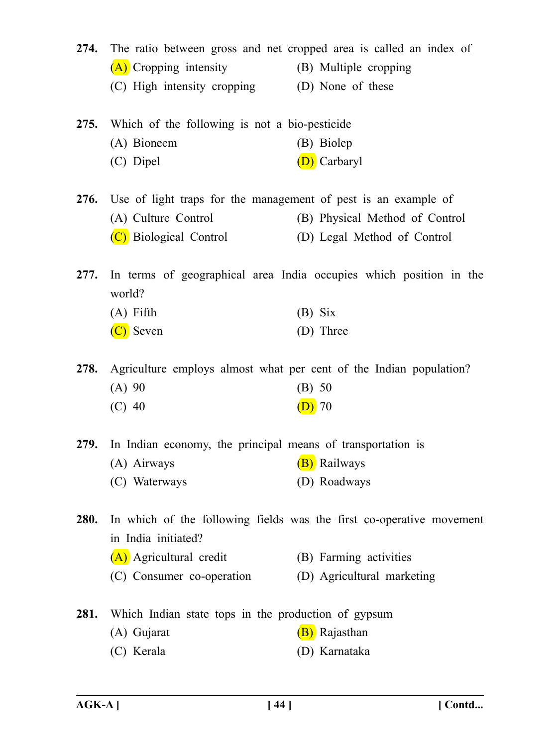**274.** The ratio between gross and net cropped area is called an index of

(A) Cropping intensity
(B) Multiple cropping
(C) High intensity cropping
(D) None of these

**275.** Which of the following is not a bio-pesticide

(A) Bioneem
(B) Biolep
(C) Dipel
(D) Carbaryl

**276.** Use of light traps for the management of pest is an example of

(A) Culture Control
(B) Physical Method of Control
(C) Biological Control
(D) Legal Method of Control

**277.** In terms of geographical area India occupies which position in the world?

(A) Fifth
(B) Six
(C) Seven
(D) Three

**278.** Agriculture employs almost what per cent of the Indian population?

(A) 90
(B) 50
(C) 40
(D) 70

**279.** In Indian economy, the principal means of transportation is

(A) Airways
(B) Railways
(C) Waterways
(D) Roadways

**280.** In which of the following fields was the first co-operative movement in India initiated?

(A) Agricultural credit
(B) Farming activities
(C) Consumer co-operation
(D) Agricultural marketing

**281.** Which Indian state tops in the production of gypsum

(A) Gujarat
(B) Rajasthan
(C) Kerala
(D) Karnataka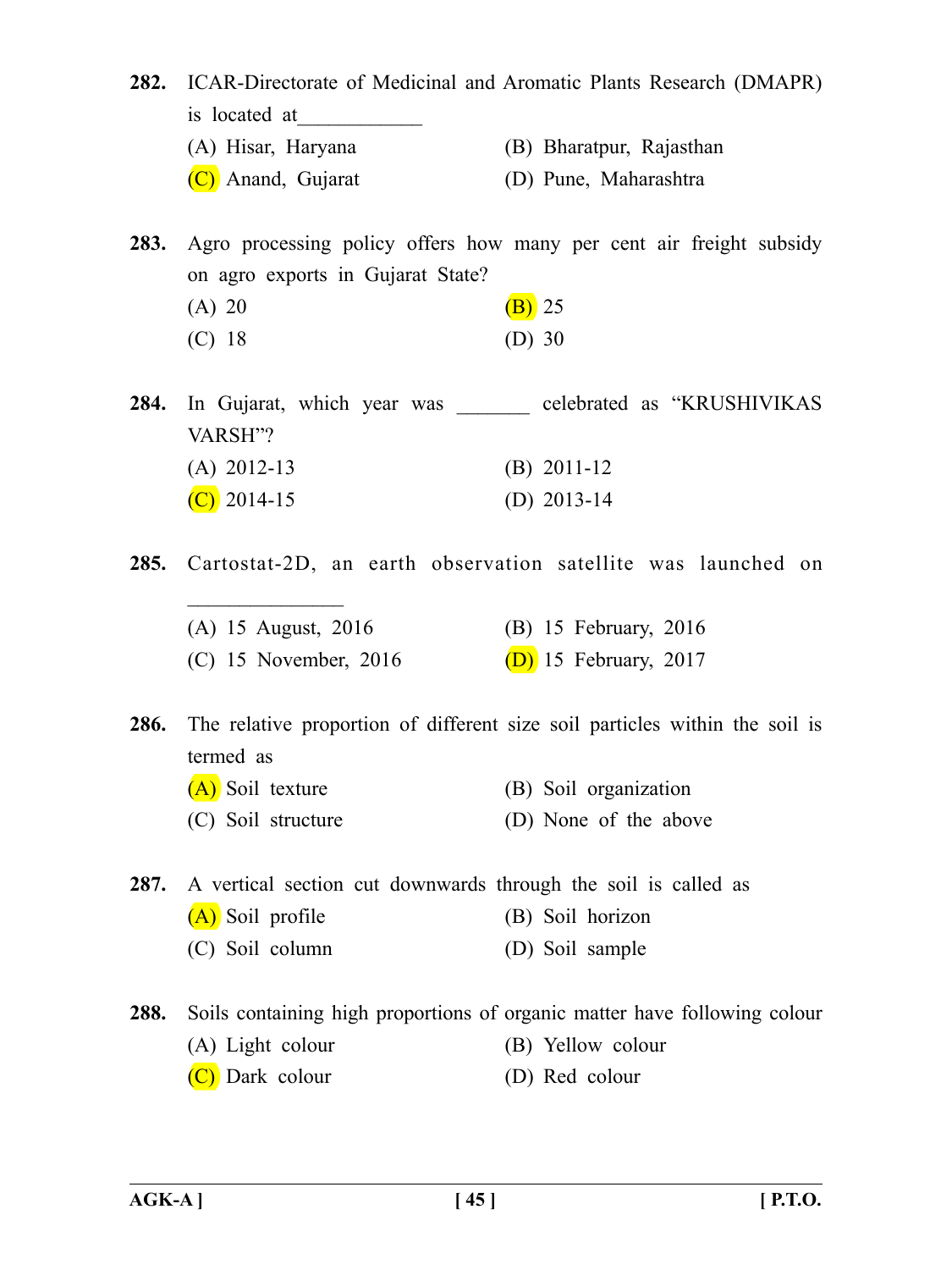**282.** ICAR-Directorate of Medicinal and Aromatic Plants Research (DMAPR) is located at____________

(A) Hisar, Haryana
(B) Bharatpur, Rajasthan
(C) Anand, Gujarat
(D) Pune, Maharashtra

**283.** Agro processing policy offers how many per cent air freight subsidy on agro exports in Gujarat State?

(A) 20
(B) 25
(C) 18
(D) 30

**284.** In Gujarat, which year was _______ celebrated as "KRUSHIVIKAS VARSH"?

(A) 2012-13
(B) 2011-12
(C) 2014-15
(D) 2013-14

**285.** Cartostat-2D, an earth observation satellite was launched on _______________

(A) 15 August, 2016
(B) 15 February, 2016
(C) 15 November, 2016
(D) 15 February, 2017

**286.** The relative proportion of different size soil particles within the soil is termed as

(A) Soil texture
(B) Soil organization
(C) Soil structure
(D) None of the above

**287.** A vertical section cut downwards through the soil is called as

(A) Soil profile
(B) Soil horizon
(C) Soil column
(D) Soil sample

**288.** Soils containing high proportions of organic matter have following colour

(A) Light colour
(B) Yellow colour
(C) Dark colour
(D) Red colour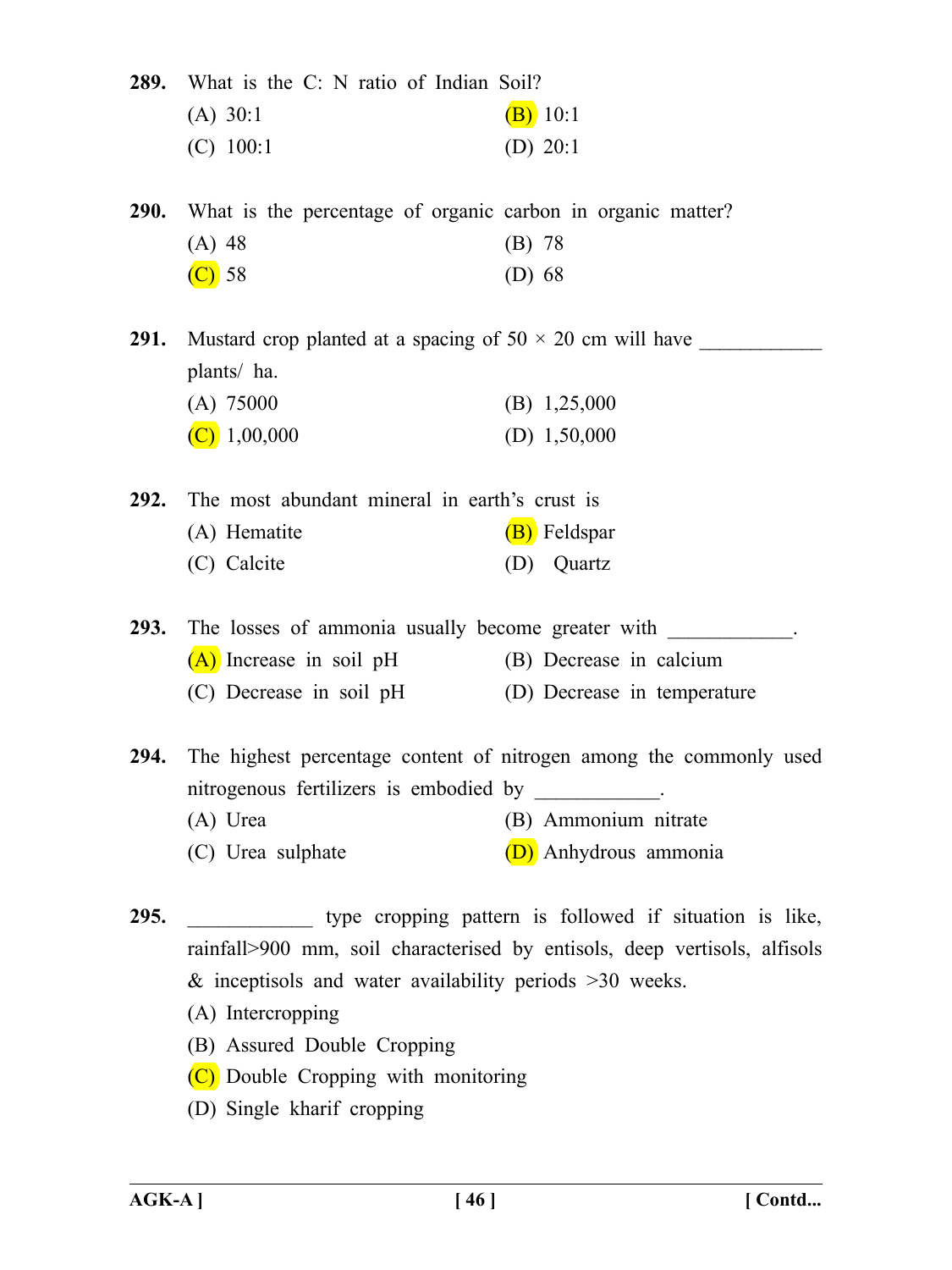289. What is the C: N ratio of Indian Soil?

(A) 30:1
(B) 10:1
(C) 100:1
(D) 20:1

290. What is the percentage of organic carbon in organic matter?

(A) 48
(B) 78
(C) 58
(D) 68

291. Mustard crop planted at a spacing of 50 × 20 cm will have ____________ plants/ ha.

(A) 75000
(B) 1,25,000
(C) 1,00,000
(D) 1,50,000

292. The most abundant mineral in earth's crust is

(A) Hematite
(B) Feldspar
(C) Calcite
(D) Quartz

293. The losses of ammonia usually become greater with ____________.

(A) Increase in soil pH
(B) Decrease in calcium
(C) Decrease in soil pH
(D) Decrease in temperature

294. The highest percentage content of nitrogen among the commonly used nitrogenous fertilizers is embodied by ____________.

(A) Urea
(B) Ammonium nitrate
(C) Urea sulphate
(D) Anhydrous ammonia

295. ____________ type cropping pattern is followed if situation is like, rainfall>900 mm, soil characterised by entisols, deep vertisols, alfisols & inceptisols and water availability periods >30 weeks.

(A) Intercropping
(B) Assured Double Cropping
(C) Double Cropping with monitoring
(D) Single kharif cropping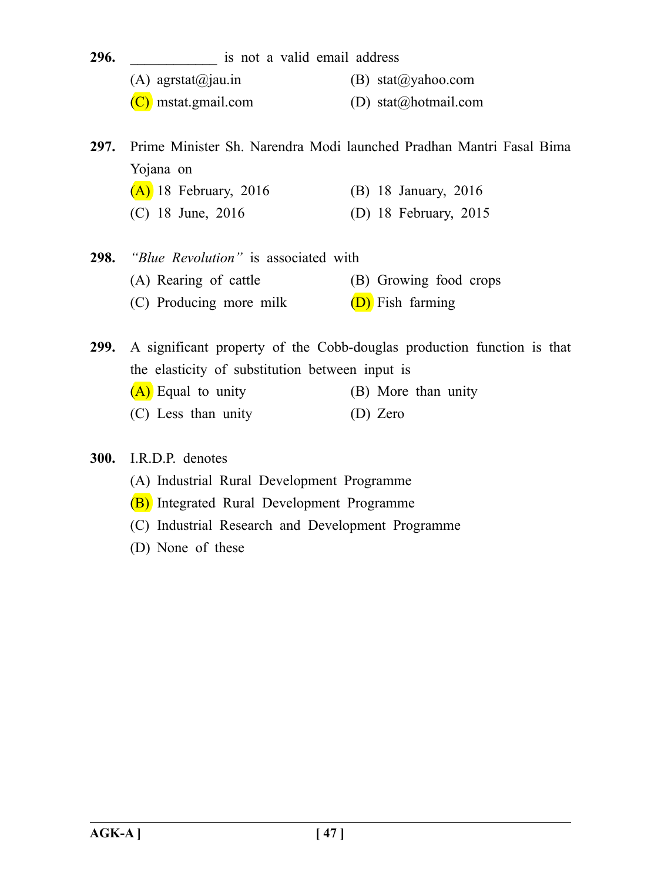**296.** ____________ is not a valid email address

(A) agrstat@jau.in (B) stat@yahoo.com

(C) mstat.gmail.com (D) stat@hotmail.com

**297.** Prime Minister Sh. Narendra Modi launched Pradhan Mantri Fasal Bima Yojana on

(A) 18 February, 2016 (B) 18 January, 2016

(C) 18 June, 2016 (D) 18 February, 2015

**298.** *"Blue Revolution"* is associated with

(A) Rearing of cattle (B) Growing food crops

(C) Producing more milk (D) Fish farming

**299.** A significant property of the Cobb-douglas production function is that the elasticity of substitution between input is

(A) Equal to unity (B) More than unity

(C) Less than unity (D) Zero

**300.** I.R.D.P. denotes

(A) Industrial Rural Development Programme

(B) Integrated Rural Development Programme

(C) Industrial Research and Development Programme

(D) None of these